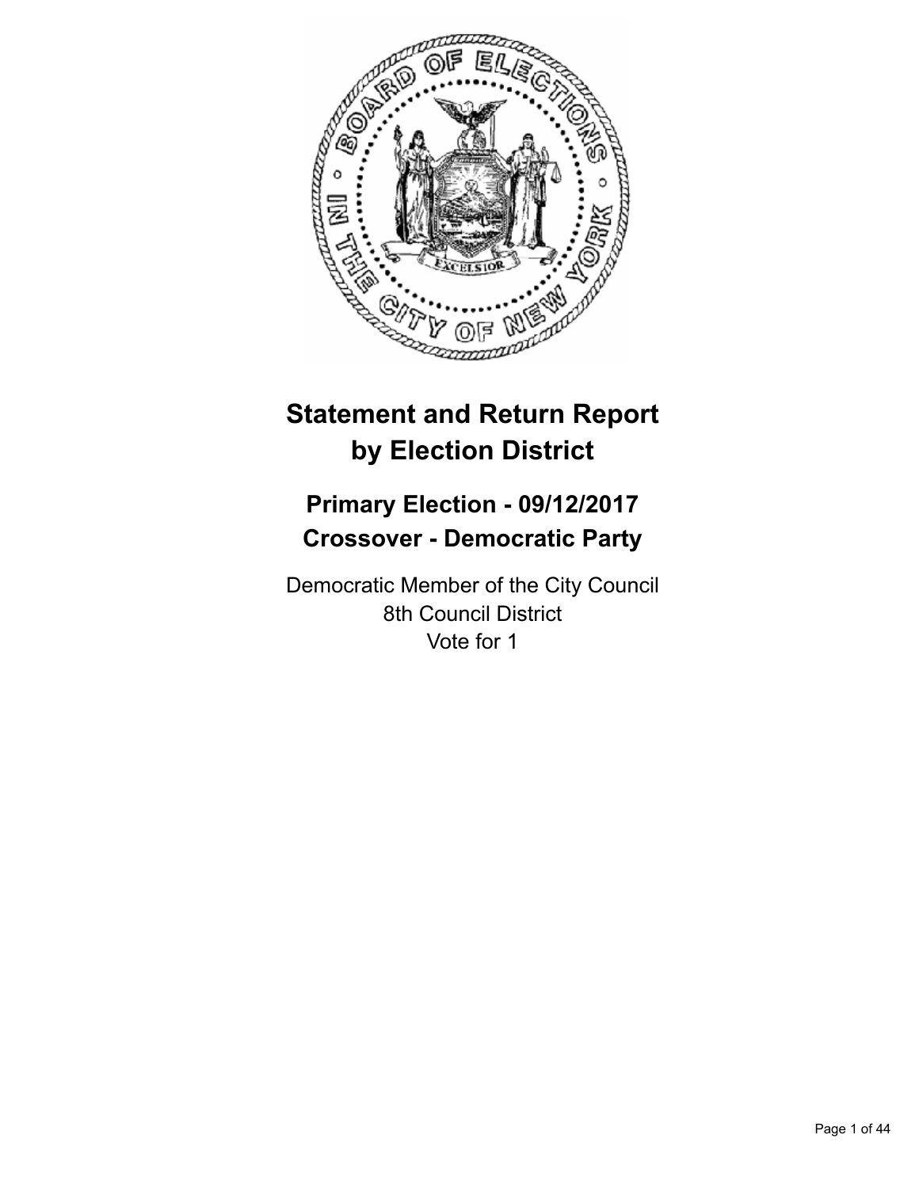# Statement and Return Report by Election District

## Primary Election - 09/12/2017
## Crossover - Democratic Party

Democratic Member of the City Council
8th Council District
Vote for 1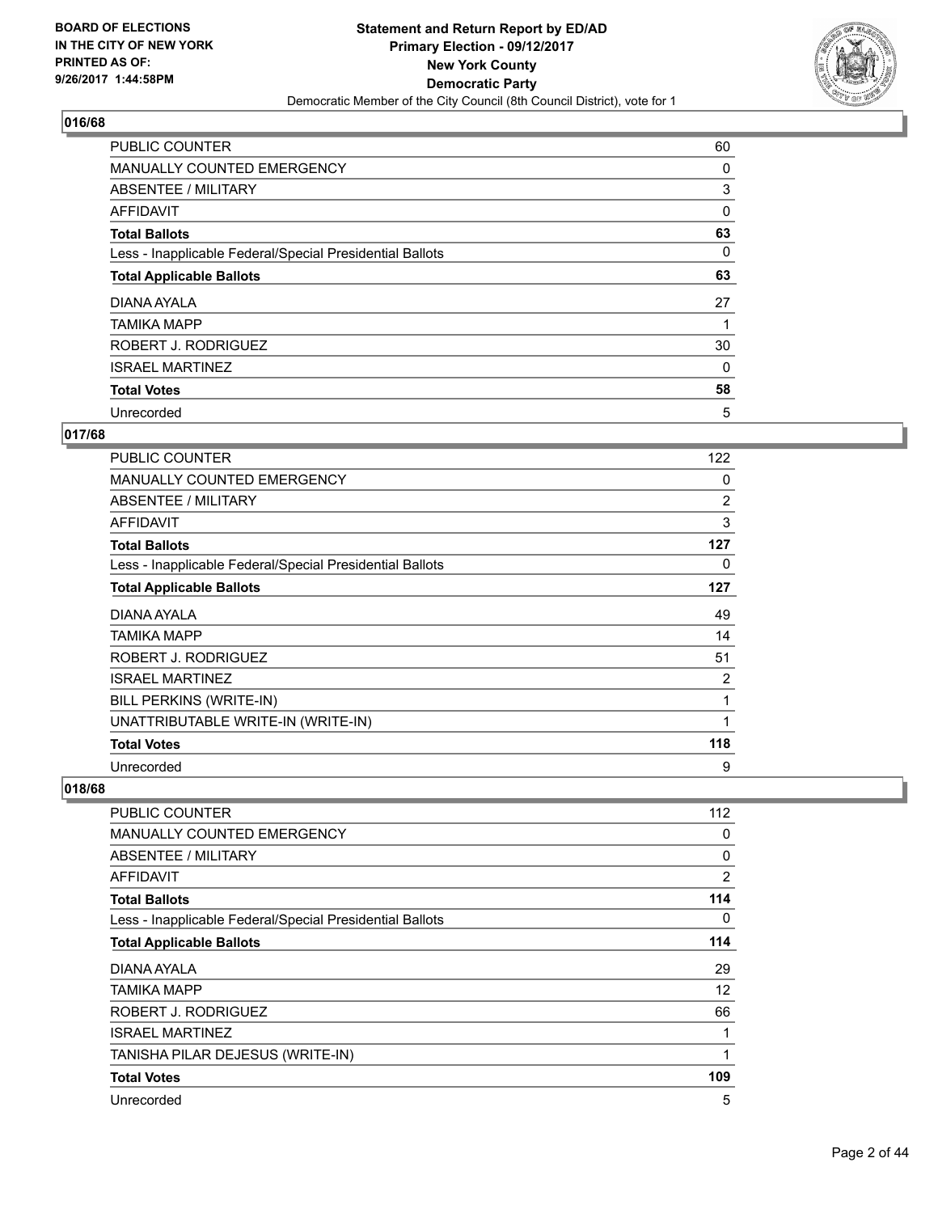## 016/68

| | |
|---|---|
| PUBLIC COUNTER | 60 |
| MANUALLY COUNTED EMERGENCY | 0 |
| ABSENTEE / MILITARY | 3 |
| AFFIDAVIT | 0 |
| **Total Ballots** | **63** |
| Less - Inapplicable Federal/Special Presidential Ballots | 0 |
| **Total Applicable Ballots** | **63** |
| DIANA AYALA | 27 |
| TAMIKA MAPP | 1 |
| ROBERT J. RODRIGUEZ | 30 |
| ISRAEL MARTINEZ | 0 |
| **Total Votes** | **58** |
| Unrecorded | 5 |

## 017/68

| | |
|---|---|
| PUBLIC COUNTER | 122 |
| MANUALLY COUNTED EMERGENCY | 0 |
| ABSENTEE / MILITARY | 2 |
| AFFIDAVIT | 3 |
| **Total Ballots** | **127** |
| Less - Inapplicable Federal/Special Presidential Ballots | 0 |
| **Total Applicable Ballots** | **127** |
| DIANA AYALA | 49 |
| TAMIKA MAPP | 14 |
| ROBERT J. RODRIGUEZ | 51 |
| ISRAEL MARTINEZ | 2 |
| BILL PERKINS (WRITE-IN) | 1 |
| UNATTRIBUTABLE WRITE-IN (WRITE-IN) | 1 |
| **Total Votes** | **118** |
| Unrecorded | 9 |

## 018/68

| | |
|---|---|
| PUBLIC COUNTER | 112 |
| MANUALLY COUNTED EMERGENCY | 0 |
| ABSENTEE / MILITARY | 0 |
| AFFIDAVIT | 2 |
| **Total Ballots** | **114** |
| Less - Inapplicable Federal/Special Presidential Ballots | 0 |
| **Total Applicable Ballots** | **114** |
| DIANA AYALA | 29 |
| TAMIKA MAPP | 12 |
| ROBERT J. RODRIGUEZ | 66 |
| ISRAEL MARTINEZ | 1 |
| TANISHA PILAR DEJESUS (WRITE-IN) | 1 |
| **Total Votes** | **109** |
| Unrecorded | 5 |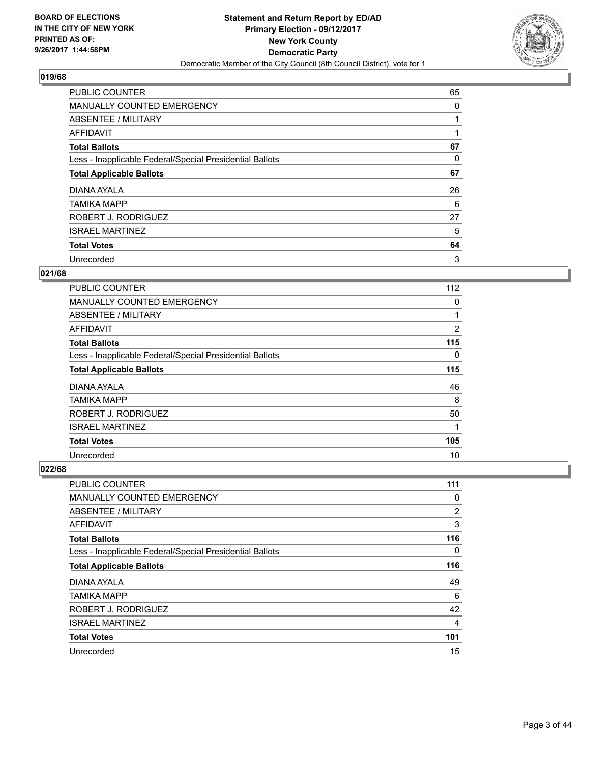BOARD OF ELECTIONS
IN THE CITY OF NEW YORK
PRINTED AS OF:
9/26/2017 1:44:58PM

**Statement and Return Report by ED/AD**
**Primary Election - 09/12/2017**
**New York County**
**Democratic Party**
Democratic Member of the City Council (8th Council District), vote for 1

## 019/68

| | |
|---|---|
| PUBLIC COUNTER | 65 |
| MANUALLY COUNTED EMERGENCY | 0 |
| ABSENTEE / MILITARY | 1 |
| AFFIDAVIT | 1 |
| **Total Ballots** | **67** |
| Less - Inapplicable Federal/Special Presidential Ballots | 0 |
| **Total Applicable Ballots** | **67** |
| DIANA AYALA | 26 |
| TAMIKA MAPP | 6 |
| ROBERT J. RODRIGUEZ | 27 |
| ISRAEL MARTINEZ | 5 |
| **Total Votes** | **64** |
| Unrecorded | 3 |

## 021/68

| | |
|---|---|
| PUBLIC COUNTER | 112 |
| MANUALLY COUNTED EMERGENCY | 0 |
| ABSENTEE / MILITARY | 1 |
| AFFIDAVIT | 2 |
| **Total Ballots** | **115** |
| Less - Inapplicable Federal/Special Presidential Ballots | 0 |
| **Total Applicable Ballots** | **115** |
| DIANA AYALA | 46 |
| TAMIKA MAPP | 8 |
| ROBERT J. RODRIGUEZ | 50 |
| ISRAEL MARTINEZ | 1 |
| **Total Votes** | **105** |
| Unrecorded | 10 |

## 022/68

| | |
|---|---|
| PUBLIC COUNTER | 111 |
| MANUALLY COUNTED EMERGENCY | 0 |
| ABSENTEE / MILITARY | 2 |
| AFFIDAVIT | 3 |
| **Total Ballots** | **116** |
| Less - Inapplicable Federal/Special Presidential Ballots | 0 |
| **Total Applicable Ballots** | **116** |
| DIANA AYALA | 49 |
| TAMIKA MAPP | 6 |
| ROBERT J. RODRIGUEZ | 42 |
| ISRAEL MARTINEZ | 4 |
| **Total Votes** | **101** |
| Unrecorded | 15 |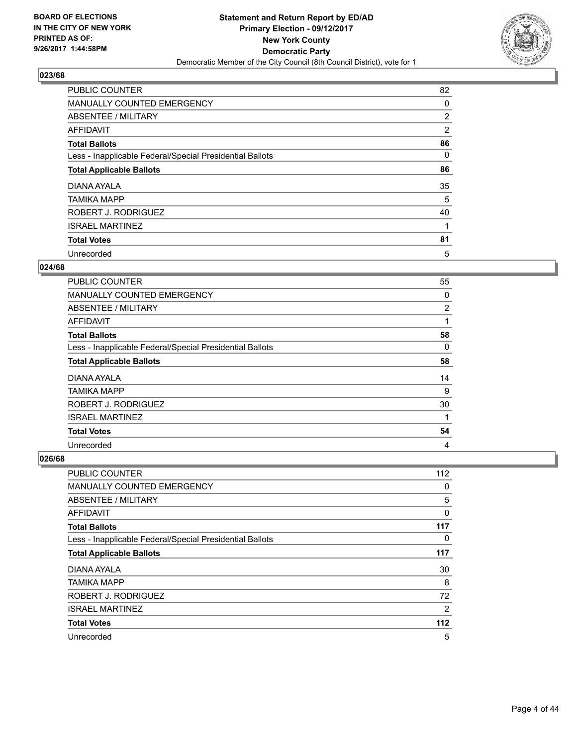### 023/68

| | |
|---|---|
| PUBLIC COUNTER | 82 |
| MANUALLY COUNTED EMERGENCY | 0 |
| ABSENTEE / MILITARY | 2 |
| AFFIDAVIT | 2 |
| **Total Ballots** | **86** |
| Less - Inapplicable Federal/Special Presidential Ballots | 0 |
| **Total Applicable Ballots** | **86** |
| DIANA AYALA | 35 |
| TAMIKA MAPP | 5 |
| ROBERT J. RODRIGUEZ | 40 |
| ISRAEL MARTINEZ | 1 |
| **Total Votes** | **81** |
| Unrecorded | 5 |

### 024/68

| | |
|---|---|
| PUBLIC COUNTER | 55 |
| MANUALLY COUNTED EMERGENCY | 0 |
| ABSENTEE / MILITARY | 2 |
| AFFIDAVIT | 1 |
| **Total Ballots** | **58** |
| Less - Inapplicable Federal/Special Presidential Ballots | 0 |
| **Total Applicable Ballots** | **58** |
| DIANA AYALA | 14 |
| TAMIKA MAPP | 9 |
| ROBERT J. RODRIGUEZ | 30 |
| ISRAEL MARTINEZ | 1 |
| **Total Votes** | **54** |
| Unrecorded | 4 |

### 026/68

| | |
|---|---|
| PUBLIC COUNTER | 112 |
| MANUALLY COUNTED EMERGENCY | 0 |
| ABSENTEE / MILITARY | 5 |
| AFFIDAVIT | 0 |
| **Total Ballots** | **117** |
| Less - Inapplicable Federal/Special Presidential Ballots | 0 |
| **Total Applicable Ballots** | **117** |
| DIANA AYALA | 30 |
| TAMIKA MAPP | 8 |
| ROBERT J. RODRIGUEZ | 72 |
| ISRAEL MARTINEZ | 2 |
| **Total Votes** | **112** |
| Unrecorded | 5 |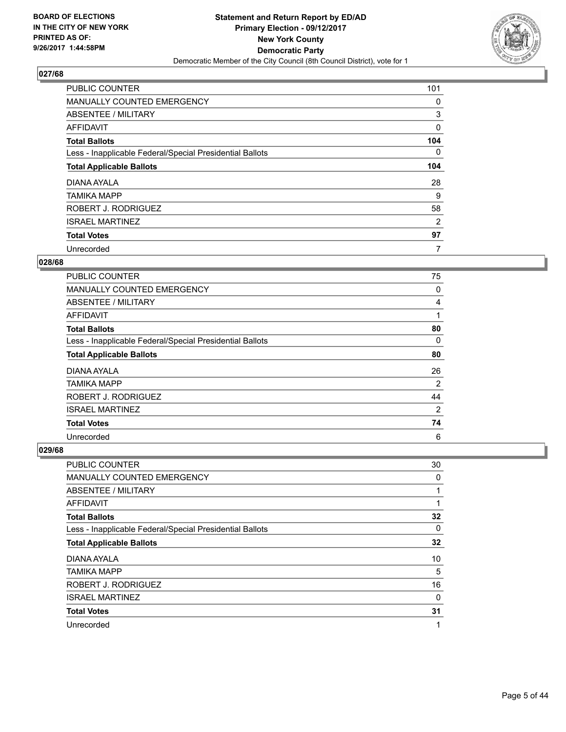## 027/68

| | |
|---|---|
| PUBLIC COUNTER | 101 |
| MANUALLY COUNTED EMERGENCY | 0 |
| ABSENTEE / MILITARY | 3 |
| AFFIDAVIT | 0 |
| **Total Ballots** | **104** |
| Less - Inapplicable Federal/Special Presidential Ballots | 0 |
| **Total Applicable Ballots** | **104** |
| DIANA AYALA | 28 |
| TAMIKA MAPP | 9 |
| ROBERT J. RODRIGUEZ | 58 |
| ISRAEL MARTINEZ | 2 |
| **Total Votes** | **97** |
| Unrecorded | 7 |

## 028/68

| | |
|---|---|
| PUBLIC COUNTER | 75 |
| MANUALLY COUNTED EMERGENCY | 0 |
| ABSENTEE / MILITARY | 4 |
| AFFIDAVIT | 1 |
| **Total Ballots** | **80** |
| Less - Inapplicable Federal/Special Presidential Ballots | 0 |
| **Total Applicable Ballots** | **80** |
| DIANA AYALA | 26 |
| TAMIKA MAPP | 2 |
| ROBERT J. RODRIGUEZ | 44 |
| ISRAEL MARTINEZ | 2 |
| **Total Votes** | **74** |
| Unrecorded | 6 |

## 029/68

| | |
|---|---|
| PUBLIC COUNTER | 30 |
| MANUALLY COUNTED EMERGENCY | 0 |
| ABSENTEE / MILITARY | 1 |
| AFFIDAVIT | 1 |
| **Total Ballots** | **32** |
| Less - Inapplicable Federal/Special Presidential Ballots | 0 |
| **Total Applicable Ballots** | **32** |
| DIANA AYALA | 10 |
| TAMIKA MAPP | 5 |
| ROBERT J. RODRIGUEZ | 16 |
| ISRAEL MARTINEZ | 0 |
| **Total Votes** | **31** |
| Unrecorded | 1 |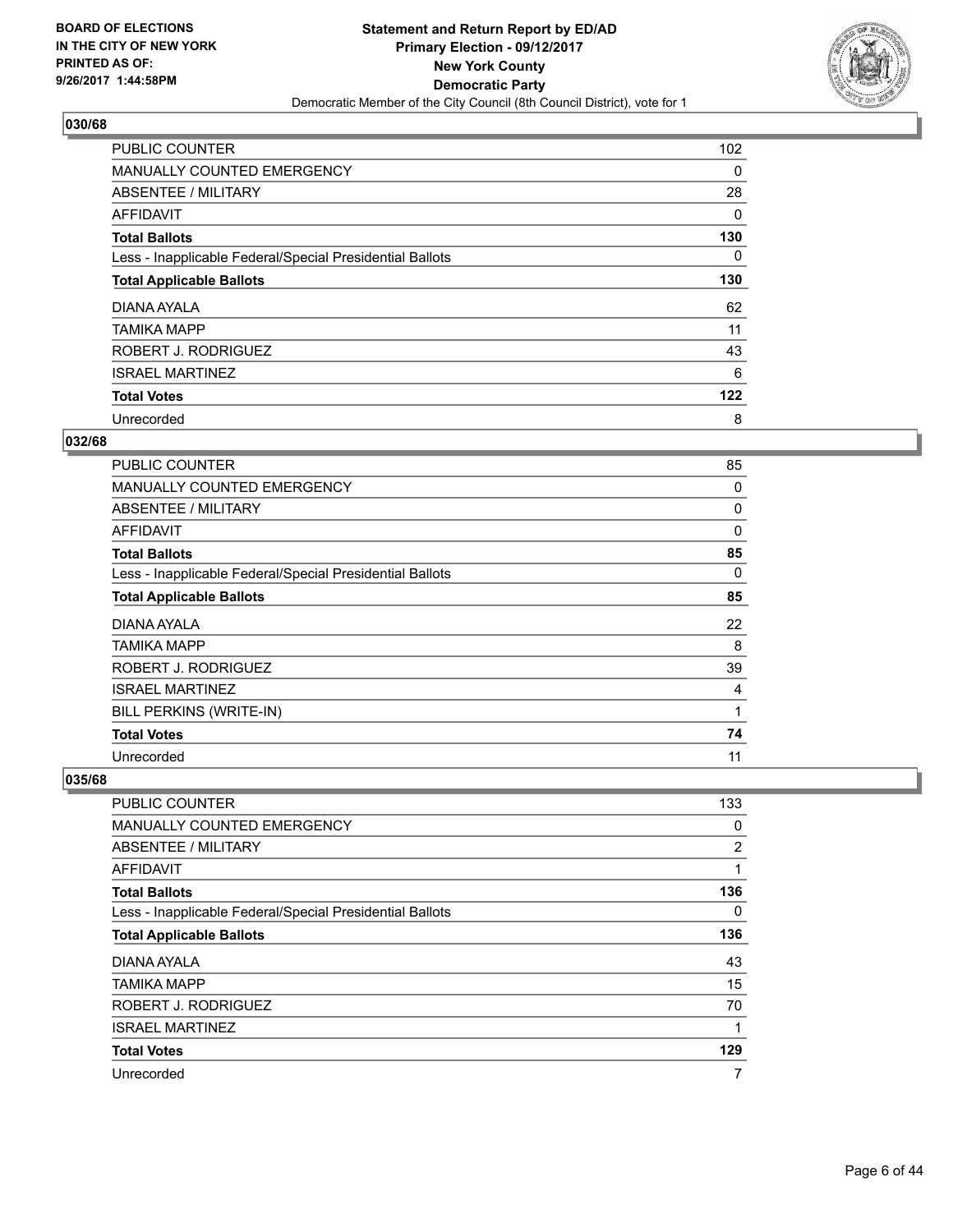**BOARD OF ELECTIONS IN THE CITY OF NEW YORK PRINTED AS OF: 9/26/2017 1:44:58PM**

**Statement and Return Report by ED/AD Primary Election - 09/12/2017 New York County Democratic Party**

Democratic Member of the City Council (8th Council District), vote for 1

### 030/68

| | |
|---|---|
| PUBLIC COUNTER | 102 |
| MANUALLY COUNTED EMERGENCY | 0 |
| ABSENTEE / MILITARY | 28 |
| AFFIDAVIT | 0 |
| **Total Ballots** | **130** |
| Less - Inapplicable Federal/Special Presidential Ballots | 0 |
| **Total Applicable Ballots** | **130** |
| DIANA AYALA | 62 |
| TAMIKA MAPP | 11 |
| ROBERT J. RODRIGUEZ | 43 |
| ISRAEL MARTINEZ | 6 |
| **Total Votes** | **122** |
| Unrecorded | 8 |

### 032/68

| | |
|---|---|
| PUBLIC COUNTER | 85 |
| MANUALLY COUNTED EMERGENCY | 0 |
| ABSENTEE / MILITARY | 0 |
| AFFIDAVIT | 0 |
| **Total Ballots** | **85** |
| Less - Inapplicable Federal/Special Presidential Ballots | 0 |
| **Total Applicable Ballots** | **85** |
| DIANA AYALA | 22 |
| TAMIKA MAPP | 8 |
| ROBERT J. RODRIGUEZ | 39 |
| ISRAEL MARTINEZ | 4 |
| BILL PERKINS (WRITE-IN) | 1 |
| **Total Votes** | **74** |
| Unrecorded | 11 |

### 035/68

| | |
|---|---|
| PUBLIC COUNTER | 133 |
| MANUALLY COUNTED EMERGENCY | 0 |
| ABSENTEE / MILITARY | 2 |
| AFFIDAVIT | 1 |
| **Total Ballots** | **136** |
| Less - Inapplicable Federal/Special Presidential Ballots | 0 |
| **Total Applicable Ballots** | **136** |
| DIANA AYALA | 43 |
| TAMIKA MAPP | 15 |
| ROBERT J. RODRIGUEZ | 70 |
| ISRAEL MARTINEZ | 1 |
| **Total Votes** | **129** |
| Unrecorded | 7 |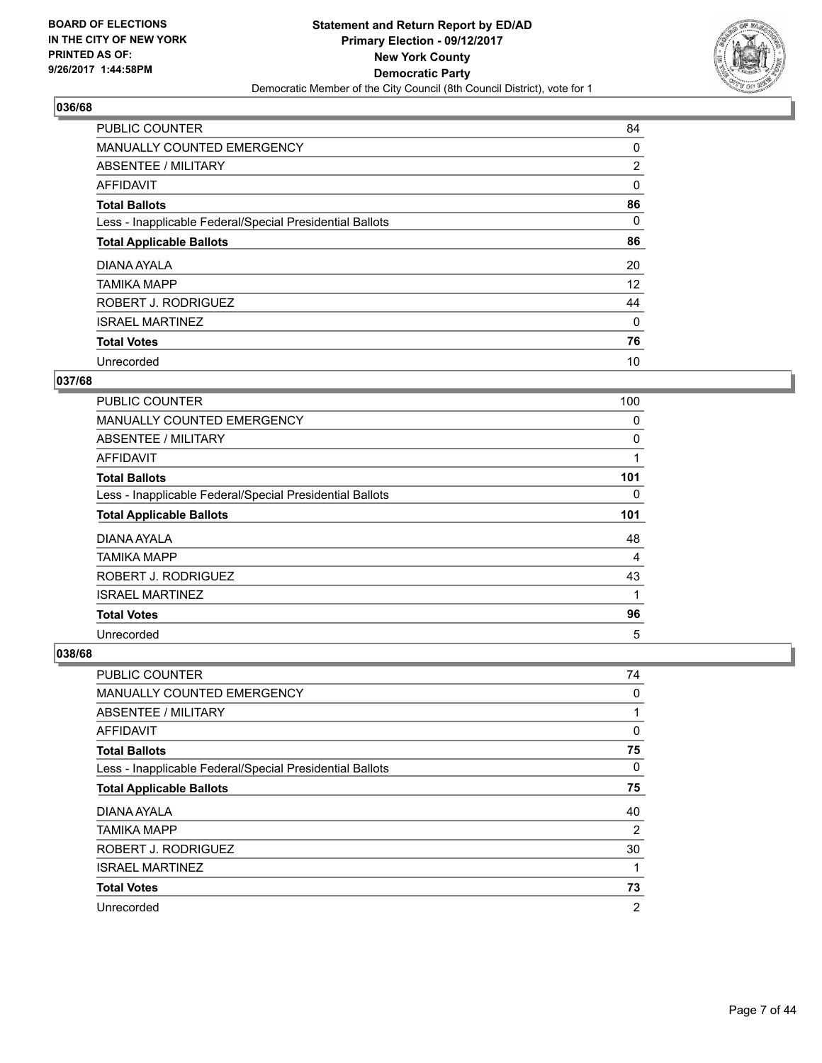### 036/68

| | |
|---|---|
| PUBLIC COUNTER | 84 |
| MANUALLY COUNTED EMERGENCY | 0 |
| ABSENTEE / MILITARY | 2 |
| AFFIDAVIT | 0 |
| **Total Ballots** | **86** |
| Less - Inapplicable Federal/Special Presidential Ballots | 0 |
| **Total Applicable Ballots** | **86** |
| DIANA AYALA | 20 |
| TAMIKA MAPP | 12 |
| ROBERT J. RODRIGUEZ | 44 |
| ISRAEL MARTINEZ | 0 |
| **Total Votes** | **76** |
| Unrecorded | 10 |

### 037/68

| | |
|---|---|
| PUBLIC COUNTER | 100 |
| MANUALLY COUNTED EMERGENCY | 0 |
| ABSENTEE / MILITARY | 0 |
| AFFIDAVIT | 1 |
| **Total Ballots** | **101** |
| Less - Inapplicable Federal/Special Presidential Ballots | 0 |
| **Total Applicable Ballots** | **101** |
| DIANA AYALA | 48 |
| TAMIKA MAPP | 4 |
| ROBERT J. RODRIGUEZ | 43 |
| ISRAEL MARTINEZ | 1 |
| **Total Votes** | **96** |
| Unrecorded | 5 |

### 038/68

| | |
|---|---|
| PUBLIC COUNTER | 74 |
| MANUALLY COUNTED EMERGENCY | 0 |
| ABSENTEE / MILITARY | 1 |
| AFFIDAVIT | 0 |
| **Total Ballots** | **75** |
| Less - Inapplicable Federal/Special Presidential Ballots | 0 |
| **Total Applicable Ballots** | **75** |
| DIANA AYALA | 40 |
| TAMIKA MAPP | 2 |
| ROBERT J. RODRIGUEZ | 30 |
| ISRAEL MARTINEZ | 1 |
| **Total Votes** | **73** |
| Unrecorded | 2 |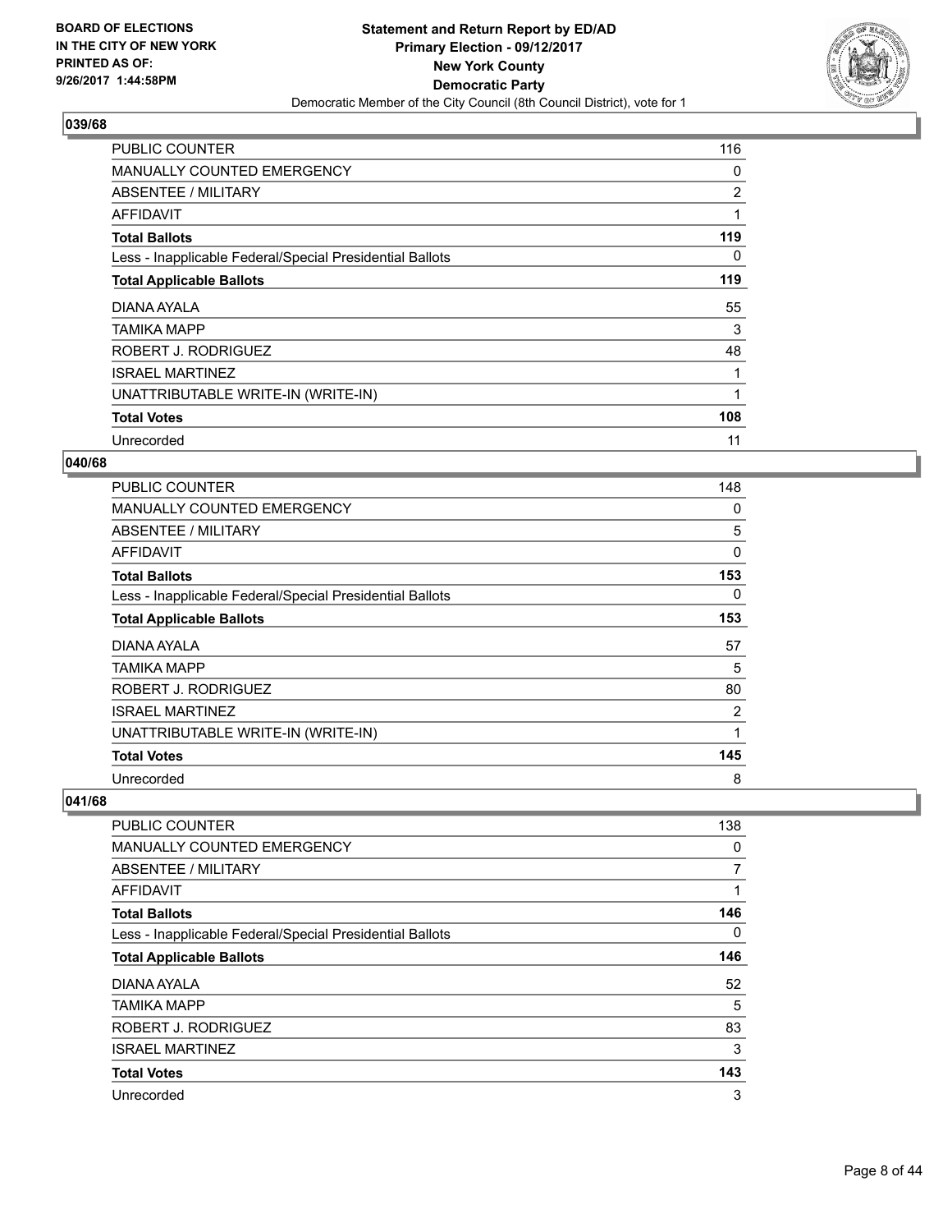## 039/68

| | |
|---|---|
| PUBLIC COUNTER | 116 |
| MANUALLY COUNTED EMERGENCY | 0 |
| ABSENTEE / MILITARY | 2 |
| AFFIDAVIT | 1 |
| **Total Ballots** | **119** |
| Less - Inapplicable Federal/Special Presidential Ballots | 0 |
| **Total Applicable Ballots** | **119** |
| DIANA AYALA | 55 |
| TAMIKA MAPP | 3 |
| ROBERT J. RODRIGUEZ | 48 |
| ISRAEL MARTINEZ | 1 |
| UNATTRIBUTABLE WRITE-IN (WRITE-IN) | 1 |
| **Total Votes** | **108** |
| Unrecorded | 11 |

## 040/68

| | |
|---|---|
| PUBLIC COUNTER | 148 |
| MANUALLY COUNTED EMERGENCY | 0 |
| ABSENTEE / MILITARY | 5 |
| AFFIDAVIT | 0 |
| **Total Ballots** | **153** |
| Less - Inapplicable Federal/Special Presidential Ballots | 0 |
| **Total Applicable Ballots** | **153** |
| DIANA AYALA | 57 |
| TAMIKA MAPP | 5 |
| ROBERT J. RODRIGUEZ | 80 |
| ISRAEL MARTINEZ | 2 |
| UNATTRIBUTABLE WRITE-IN (WRITE-IN) | 1 |
| **Total Votes** | **145** |
| Unrecorded | 8 |

## 041/68

| | |
|---|---|
| PUBLIC COUNTER | 138 |
| MANUALLY COUNTED EMERGENCY | 0 |
| ABSENTEE / MILITARY | 7 |
| AFFIDAVIT | 1 |
| **Total Ballots** | **146** |
| Less - Inapplicable Federal/Special Presidential Ballots | 0 |
| **Total Applicable Ballots** | **146** |
| DIANA AYALA | 52 |
| TAMIKA MAPP | 5 |
| ROBERT J. RODRIGUEZ | 83 |
| ISRAEL MARTINEZ | 3 |
| **Total Votes** | **143** |
| Unrecorded | 3 |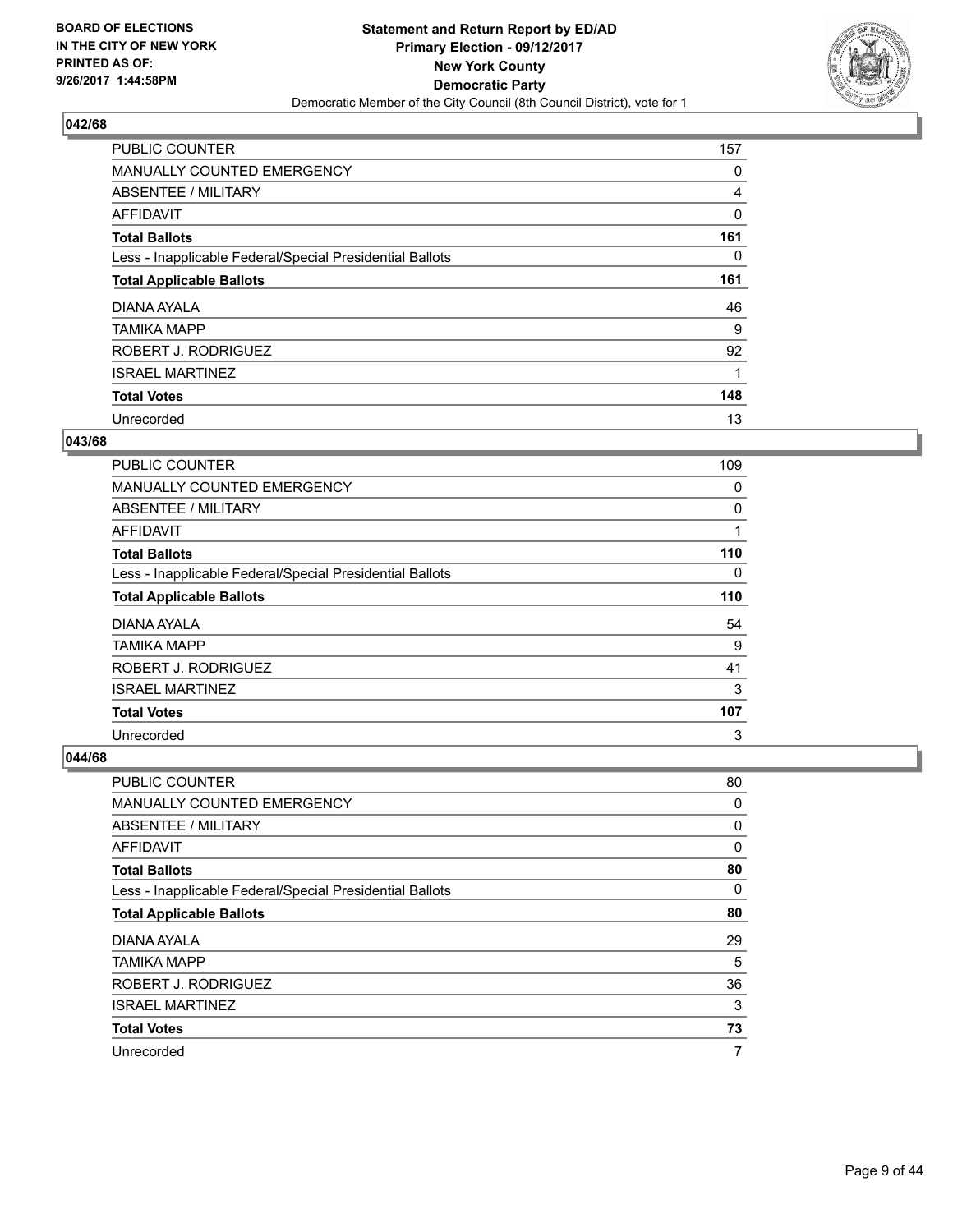**BOARD OF ELECTIONS IN THE CITY OF NEW YORK PRINTED AS OF: 9/26/2017 1:44:58PM**

**Statement and Return Report by ED/AD**
**Primary Election - 09/12/2017**
**New York County**
**Democratic Party**
Democratic Member of the City Council (8th Council District), vote for 1

### 042/68

| | |
|---|---|
| PUBLIC COUNTER | 157 |
| MANUALLY COUNTED EMERGENCY | 0 |
| ABSENTEE / MILITARY | 4 |
| AFFIDAVIT | 0 |
| **Total Ballots** | **161** |
| Less - Inapplicable Federal/Special Presidential Ballots | 0 |
| **Total Applicable Ballots** | **161** |
| DIANA AYALA | 46 |
| TAMIKA MAPP | 9 |
| ROBERT J. RODRIGUEZ | 92 |
| ISRAEL MARTINEZ | 1 |
| **Total Votes** | **148** |
| Unrecorded | 13 |

### 043/68

| | |
|---|---|
| PUBLIC COUNTER | 109 |
| MANUALLY COUNTED EMERGENCY | 0 |
| ABSENTEE / MILITARY | 0 |
| AFFIDAVIT | 1 |
| **Total Ballots** | **110** |
| Less - Inapplicable Federal/Special Presidential Ballots | 0 |
| **Total Applicable Ballots** | **110** |
| DIANA AYALA | 54 |
| TAMIKA MAPP | 9 |
| ROBERT J. RODRIGUEZ | 41 |
| ISRAEL MARTINEZ | 3 |
| **Total Votes** | **107** |
| Unrecorded | 3 |

### 044/68

| | |
|---|---|
| PUBLIC COUNTER | 80 |
| MANUALLY COUNTED EMERGENCY | 0 |
| ABSENTEE / MILITARY | 0 |
| AFFIDAVIT | 0 |
| **Total Ballots** | **80** |
| Less - Inapplicable Federal/Special Presidential Ballots | 0 |
| **Total Applicable Ballots** | **80** |
| DIANA AYALA | 29 |
| TAMIKA MAPP | 5 |
| ROBERT J. RODRIGUEZ | 36 |
| ISRAEL MARTINEZ | 3 |
| **Total Votes** | **73** |
| Unrecorded | 7 |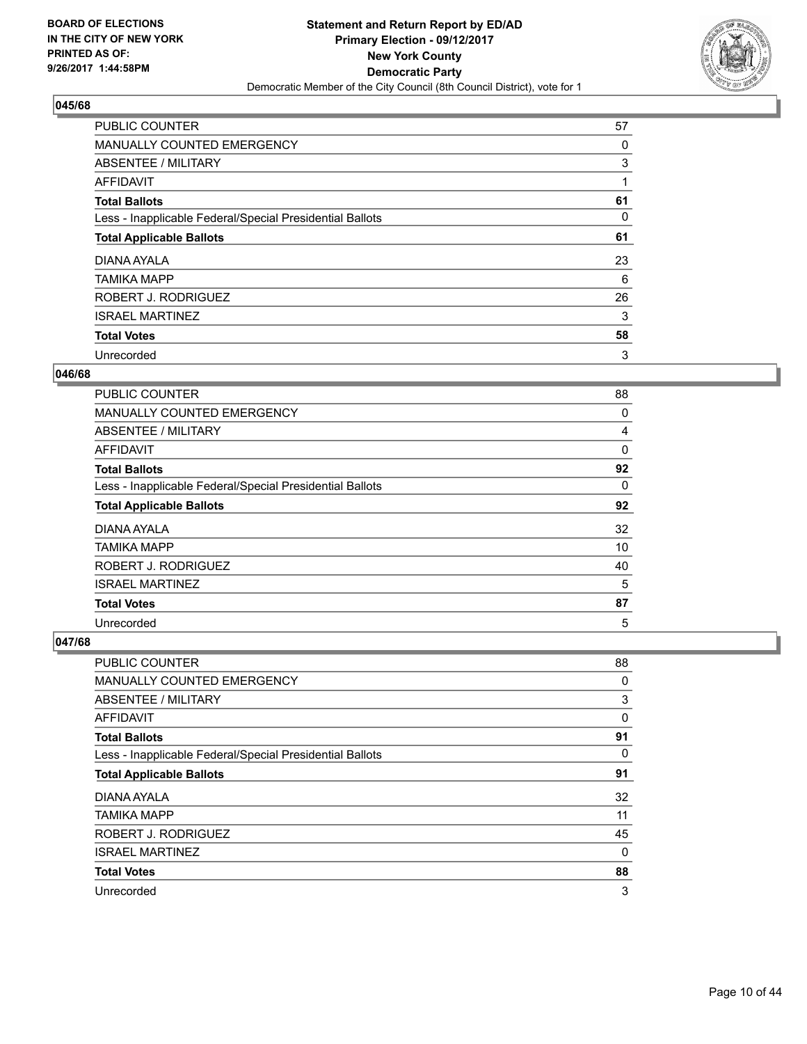**BOARD OF ELECTIONS IN THE CITY OF NEW YORK PRINTED AS OF: 9/26/2017 1:44:58PM**

**Statement and Return Report by ED/AD Primary Election - 09/12/2017 New York County Democratic Party**

Democratic Member of the City Council (8th Council District), vote for 1

### 045/68

| | |
|---|---|
| PUBLIC COUNTER | 57 |
| MANUALLY COUNTED EMERGENCY | 0 |
| ABSENTEE / MILITARY | 3 |
| AFFIDAVIT | 1 |
| **Total Ballots** | **61** |
| Less - Inapplicable Federal/Special Presidential Ballots | 0 |
| **Total Applicable Ballots** | **61** |
| DIANA AYALA | 23 |
| TAMIKA MAPP | 6 |
| ROBERT J. RODRIGUEZ | 26 |
| ISRAEL MARTINEZ | 3 |
| **Total Votes** | **58** |
| Unrecorded | 3 |

### 046/68

| | |
|---|---|
| PUBLIC COUNTER | 88 |
| MANUALLY COUNTED EMERGENCY | 0 |
| ABSENTEE / MILITARY | 4 |
| AFFIDAVIT | 0 |
| **Total Ballots** | **92** |
| Less - Inapplicable Federal/Special Presidential Ballots | 0 |
| **Total Applicable Ballots** | **92** |
| DIANA AYALA | 32 |
| TAMIKA MAPP | 10 |
| ROBERT J. RODRIGUEZ | 40 |
| ISRAEL MARTINEZ | 5 |
| **Total Votes** | **87** |
| Unrecorded | 5 |

### 047/68

| | |
|---|---|
| PUBLIC COUNTER | 88 |
| MANUALLY COUNTED EMERGENCY | 0 |
| ABSENTEE / MILITARY | 3 |
| AFFIDAVIT | 0 |
| **Total Ballots** | **91** |
| Less - Inapplicable Federal/Special Presidential Ballots | 0 |
| **Total Applicable Ballots** | **91** |
| DIANA AYALA | 32 |
| TAMIKA MAPP | 11 |
| ROBERT J. RODRIGUEZ | 45 |
| ISRAEL MARTINEZ | 0 |
| **Total Votes** | **88** |
| Unrecorded | 3 |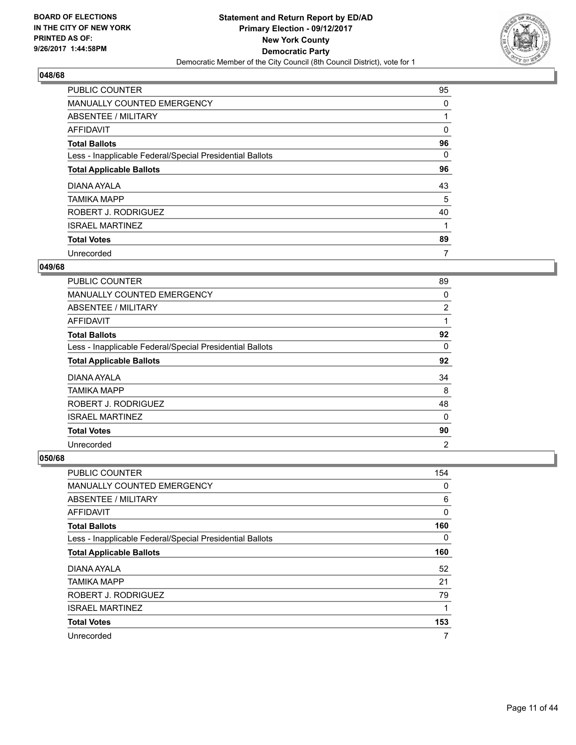**Statement and Return Report by ED/AD**
**Primary Election - 09/12/2017**
**New York County**
**Democratic Party**
Democratic Member of the City Council (8th Council District), vote for 1

BOARD OF ELECTIONS
IN THE CITY OF NEW YORK
PRINTED AS OF:
9/26/2017 1:44:58PM

### 048/68

| | |
|---|---|
| PUBLIC COUNTER | 95 |
| MANUALLY COUNTED EMERGENCY | 0 |
| ABSENTEE / MILITARY | 1 |
| AFFIDAVIT | 0 |
| **Total Ballots** | **96** |
| Less - Inapplicable Federal/Special Presidential Ballots | 0 |
| **Total Applicable Ballots** | **96** |
| DIANA AYALA | 43 |
| TAMIKA MAPP | 5 |
| ROBERT J. RODRIGUEZ | 40 |
| ISRAEL MARTINEZ | 1 |
| **Total Votes** | **89** |
| Unrecorded | 7 |

### 049/68

| | |
|---|---|
| PUBLIC COUNTER | 89 |
| MANUALLY COUNTED EMERGENCY | 0 |
| ABSENTEE / MILITARY | 2 |
| AFFIDAVIT | 1 |
| **Total Ballots** | **92** |
| Less - Inapplicable Federal/Special Presidential Ballots | 0 |
| **Total Applicable Ballots** | **92** |
| DIANA AYALA | 34 |
| TAMIKA MAPP | 8 |
| ROBERT J. RODRIGUEZ | 48 |
| ISRAEL MARTINEZ | 0 |
| **Total Votes** | **90** |
| Unrecorded | 2 |

### 050/68

| | |
|---|---|
| PUBLIC COUNTER | 154 |
| MANUALLY COUNTED EMERGENCY | 0 |
| ABSENTEE / MILITARY | 6 |
| AFFIDAVIT | 0 |
| **Total Ballots** | **160** |
| Less - Inapplicable Federal/Special Presidential Ballots | 0 |
| **Total Applicable Ballots** | **160** |
| DIANA AYALA | 52 |
| TAMIKA MAPP | 21 |
| ROBERT J. RODRIGUEZ | 79 |
| ISRAEL MARTINEZ | 1 |
| **Total Votes** | **153** |
| Unrecorded | 7 |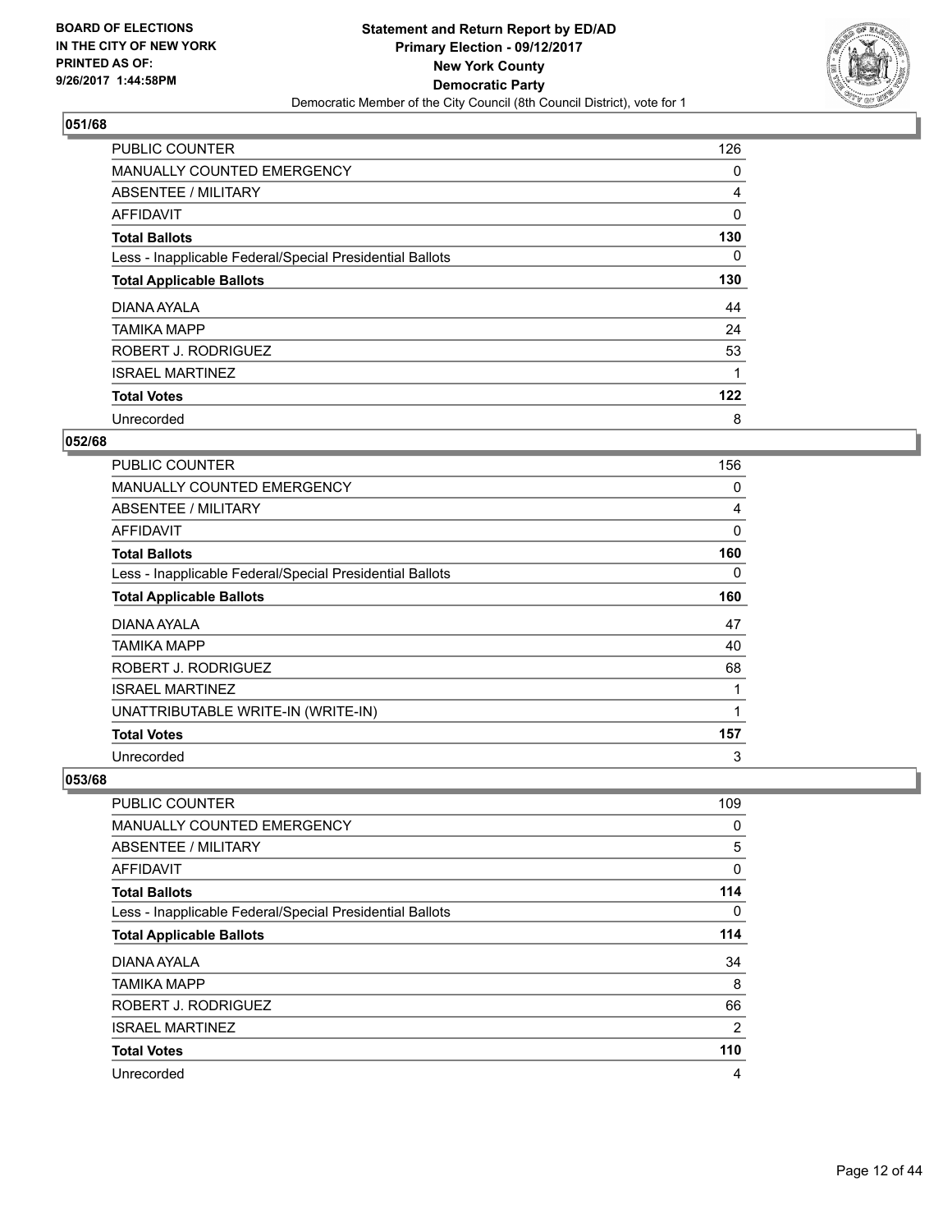## 051/68

| | |
|---|---|
| PUBLIC COUNTER | 126 |
| MANUALLY COUNTED EMERGENCY | 0 |
| ABSENTEE / MILITARY | 4 |
| AFFIDAVIT | 0 |
| **Total Ballots** | **130** |
| Less - Inapplicable Federal/Special Presidential Ballots | 0 |
| **Total Applicable Ballots** | **130** |
| DIANA AYALA | 44 |
| TAMIKA MAPP | 24 |
| ROBERT J. RODRIGUEZ | 53 |
| ISRAEL MARTINEZ | 1 |
| **Total Votes** | **122** |
| Unrecorded | 8 |

## 052/68

| | |
|---|---|
| PUBLIC COUNTER | 156 |
| MANUALLY COUNTED EMERGENCY | 0 |
| ABSENTEE / MILITARY | 4 |
| AFFIDAVIT | 0 |
| **Total Ballots** | **160** |
| Less - Inapplicable Federal/Special Presidential Ballots | 0 |
| **Total Applicable Ballots** | **160** |
| DIANA AYALA | 47 |
| TAMIKA MAPP | 40 |
| ROBERT J. RODRIGUEZ | 68 |
| ISRAEL MARTINEZ | 1 |
| UNATTRIBUTABLE WRITE-IN (WRITE-IN) | 1 |
| **Total Votes** | **157** |
| Unrecorded | 3 |

## 053/68

| | |
|---|---|
| PUBLIC COUNTER | 109 |
| MANUALLY COUNTED EMERGENCY | 0 |
| ABSENTEE / MILITARY | 5 |
| AFFIDAVIT | 0 |
| **Total Ballots** | **114** |
| Less - Inapplicable Federal/Special Presidential Ballots | 0 |
| **Total Applicable Ballots** | **114** |
| DIANA AYALA | 34 |
| TAMIKA MAPP | 8 |
| ROBERT J. RODRIGUEZ | 66 |
| ISRAEL MARTINEZ | 2 |
| **Total Votes** | **110** |
| Unrecorded | 4 |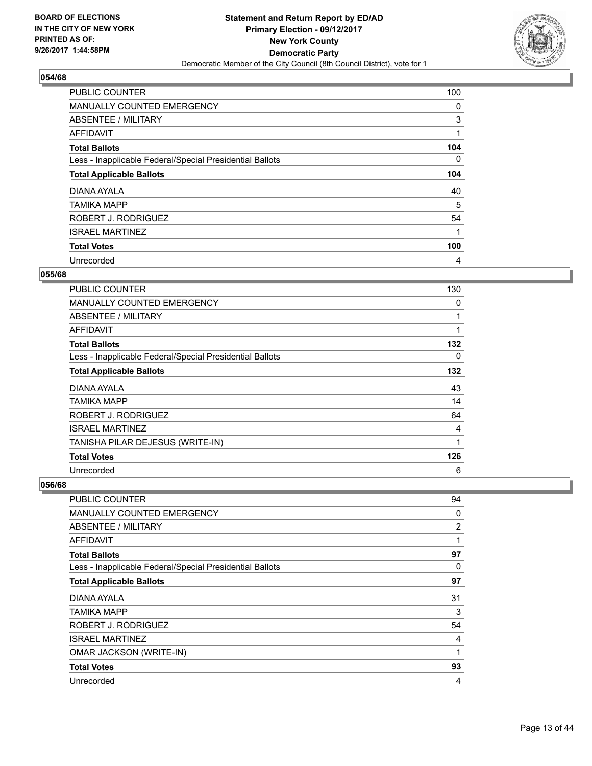**BOARD OF ELECTIONS**
**IN THE CITY OF NEW YORK**
**PRINTED AS OF:**
**9/26/2017 1:44:58PM**

**Statement and Return Report by ED/AD**
**Primary Election - 09/12/2017**
**New York County**
**Democratic Party**
Democratic Member of the City Council (8th Council District), vote for 1

### 054/68

| | |
|---|---|
| PUBLIC COUNTER | 100 |
| MANUALLY COUNTED EMERGENCY | 0 |
| ABSENTEE / MILITARY | 3 |
| AFFIDAVIT | 1 |
| **Total Ballots** | **104** |
| Less - Inapplicable Federal/Special Presidential Ballots | 0 |
| **Total Applicable Ballots** | **104** |
| DIANA AYALA | 40 |
| TAMIKA MAPP | 5 |
| ROBERT J. RODRIGUEZ | 54 |
| ISRAEL MARTINEZ | 1 |
| **Total Votes** | **100** |
| Unrecorded | 4 |

### 055/68

| | |
|---|---|
| PUBLIC COUNTER | 130 |
| MANUALLY COUNTED EMERGENCY | 0 |
| ABSENTEE / MILITARY | 1 |
| AFFIDAVIT | 1 |
| **Total Ballots** | **132** |
| Less - Inapplicable Federal/Special Presidential Ballots | 0 |
| **Total Applicable Ballots** | **132** |
| DIANA AYALA | 43 |
| TAMIKA MAPP | 14 |
| ROBERT J. RODRIGUEZ | 64 |
| ISRAEL MARTINEZ | 4 |
| TANISHA PILAR DEJESUS (WRITE-IN) | 1 |
| **Total Votes** | **126** |
| Unrecorded | 6 |

### 056/68

| | |
|---|---|
| PUBLIC COUNTER | 94 |
| MANUALLY COUNTED EMERGENCY | 0 |
| ABSENTEE / MILITARY | 2 |
| AFFIDAVIT | 1 |
| **Total Ballots** | **97** |
| Less - Inapplicable Federal/Special Presidential Ballots | 0 |
| **Total Applicable Ballots** | **97** |
| DIANA AYALA | 31 |
| TAMIKA MAPP | 3 |
| ROBERT J. RODRIGUEZ | 54 |
| ISRAEL MARTINEZ | 4 |
| OMAR JACKSON (WRITE-IN) | 1 |
| **Total Votes** | **93** |
| Unrecorded | 4 |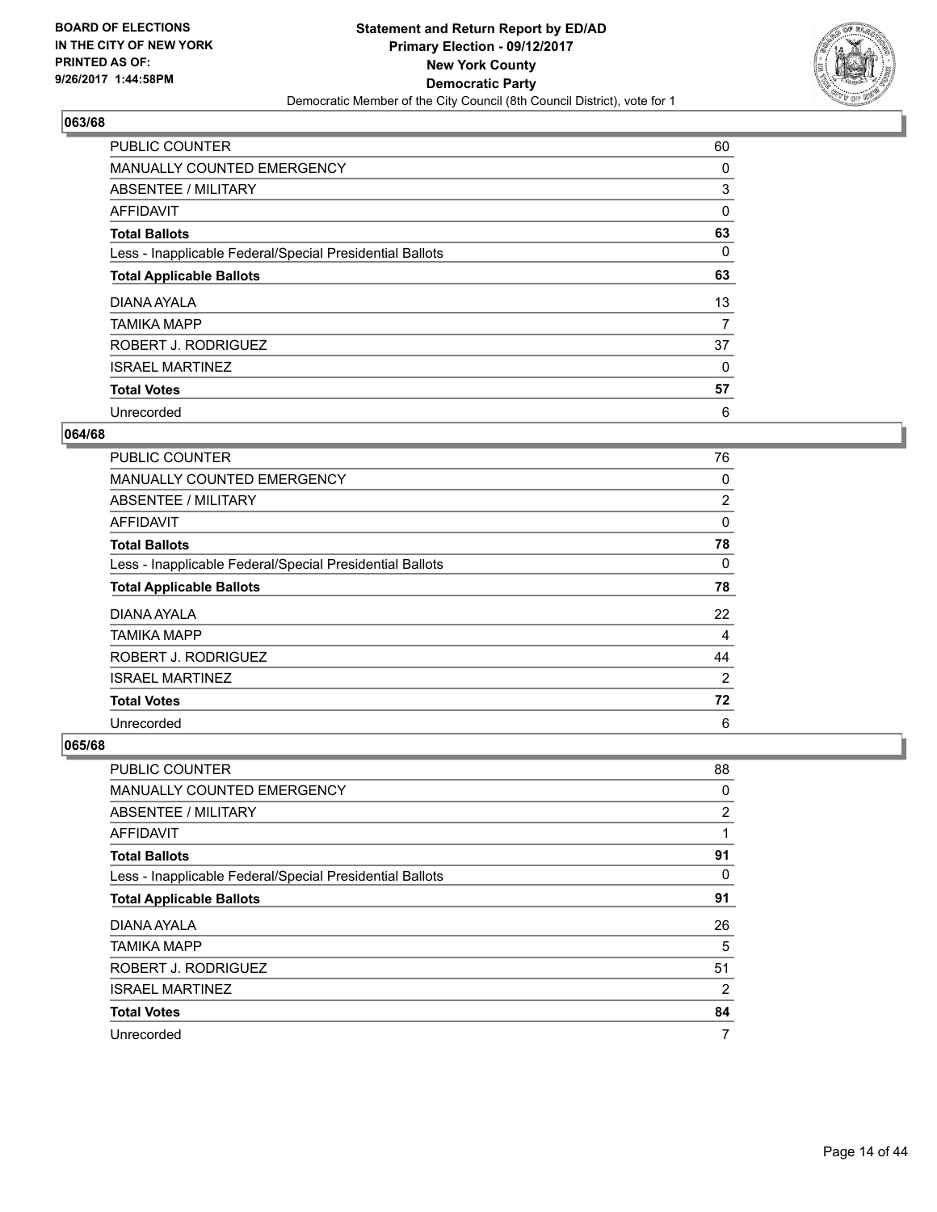BOARD OF ELECTIONS
IN THE CITY OF NEW YORK
PRINTED AS OF:
9/26/2017 1:44:58PM

**Statement and Return Report by ED/AD**
**Primary Election - 09/12/2017**
**New York County**
**Democratic Party**
Democratic Member of the City Council (8th Council District), vote for 1

### 063/68

| | |
|---|---|
| PUBLIC COUNTER | 60 |
| MANUALLY COUNTED EMERGENCY | 0 |
| ABSENTEE / MILITARY | 3 |
| AFFIDAVIT | 0 |
| **Total Ballots** | **63** |
| Less - Inapplicable Federal/Special Presidential Ballots | 0 |
| **Total Applicable Ballots** | **63** |
| DIANA AYALA | 13 |
| TAMIKA MAPP | 7 |
| ROBERT J. RODRIGUEZ | 37 |
| ISRAEL MARTINEZ | 0 |
| **Total Votes** | **57** |
| Unrecorded | 6 |

### 064/68

| | |
|---|---|
| PUBLIC COUNTER | 76 |
| MANUALLY COUNTED EMERGENCY | 0 |
| ABSENTEE / MILITARY | 2 |
| AFFIDAVIT | 0 |
| **Total Ballots** | **78** |
| Less - Inapplicable Federal/Special Presidential Ballots | 0 |
| **Total Applicable Ballots** | **78** |
| DIANA AYALA | 22 |
| TAMIKA MAPP | 4 |
| ROBERT J. RODRIGUEZ | 44 |
| ISRAEL MARTINEZ | 2 |
| **Total Votes** | **72** |
| Unrecorded | 6 |

### 065/68

| | |
|---|---|
| PUBLIC COUNTER | 88 |
| MANUALLY COUNTED EMERGENCY | 0 |
| ABSENTEE / MILITARY | 2 |
| AFFIDAVIT | 1 |
| **Total Ballots** | **91** |
| Less - Inapplicable Federal/Special Presidential Ballots | 0 |
| **Total Applicable Ballots** | **91** |
| DIANA AYALA | 26 |
| TAMIKA MAPP | 5 |
| ROBERT J. RODRIGUEZ | 51 |
| ISRAEL MARTINEZ | 2 |
| **Total Votes** | **84** |
| Unrecorded | 7 |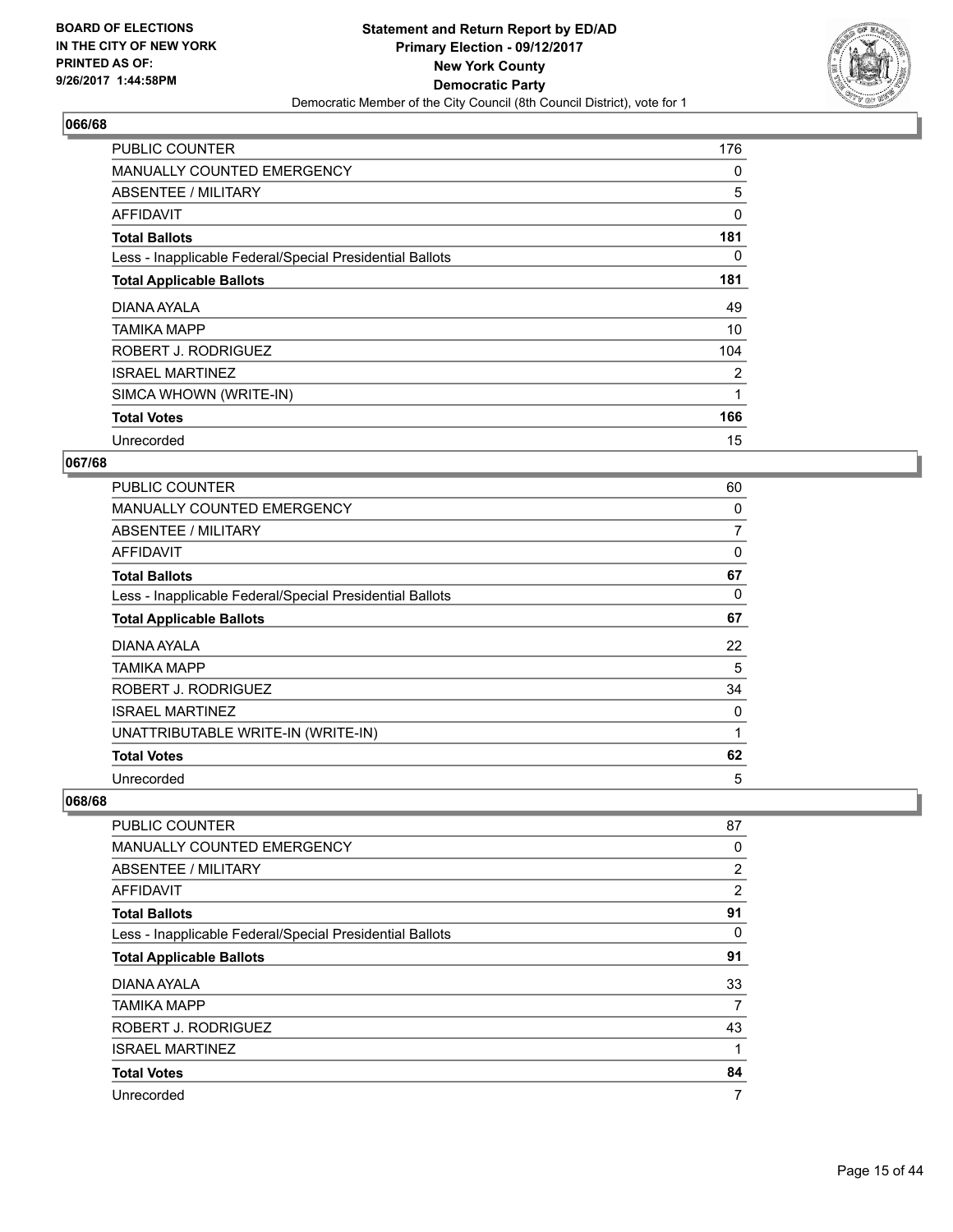BOARD OF ELECTIONS
IN THE CITY OF NEW YORK
PRINTED AS OF:
9/26/2017 1:44:58PM

**Statement and Return Report by ED/AD**
**Primary Election - 09/12/2017**
**New York County**
**Democratic Party**
Democratic Member of the City Council (8th Council District), vote for 1

## 066/68

| | |
|---|---|
| PUBLIC COUNTER | 176 |
| MANUALLY COUNTED EMERGENCY | 0 |
| ABSENTEE / MILITARY | 5 |
| AFFIDAVIT | 0 |
| **Total Ballots** | **181** |
| Less - Inapplicable Federal/Special Presidential Ballots | 0 |
| **Total Applicable Ballots** | **181** |
| DIANA AYALA | 49 |
| TAMIKA MAPP | 10 |
| ROBERT J. RODRIGUEZ | 104 |
| ISRAEL MARTINEZ | 2 |
| SIMCA WHOWN (WRITE-IN) | 1 |
| **Total Votes** | **166** |
| Unrecorded | 15 |

## 067/68

| | |
|---|---|
| PUBLIC COUNTER | 60 |
| MANUALLY COUNTED EMERGENCY | 0 |
| ABSENTEE / MILITARY | 7 |
| AFFIDAVIT | 0 |
| **Total Ballots** | **67** |
| Less - Inapplicable Federal/Special Presidential Ballots | 0 |
| **Total Applicable Ballots** | **67** |
| DIANA AYALA | 22 |
| TAMIKA MAPP | 5 |
| ROBERT J. RODRIGUEZ | 34 |
| ISRAEL MARTINEZ | 0 |
| UNATTRIBUTABLE WRITE-IN (WRITE-IN) | 1 |
| **Total Votes** | **62** |
| Unrecorded | 5 |

## 068/68

| | |
|---|---|
| PUBLIC COUNTER | 87 |
| MANUALLY COUNTED EMERGENCY | 0 |
| ABSENTEE / MILITARY | 2 |
| AFFIDAVIT | 2 |
| **Total Ballots** | **91** |
| Less - Inapplicable Federal/Special Presidential Ballots | 0 |
| **Total Applicable Ballots** | **91** |
| DIANA AYALA | 33 |
| TAMIKA MAPP | 7 |
| ROBERT J. RODRIGUEZ | 43 |
| ISRAEL MARTINEZ | 1 |
| **Total Votes** | **84** |
| Unrecorded | 7 |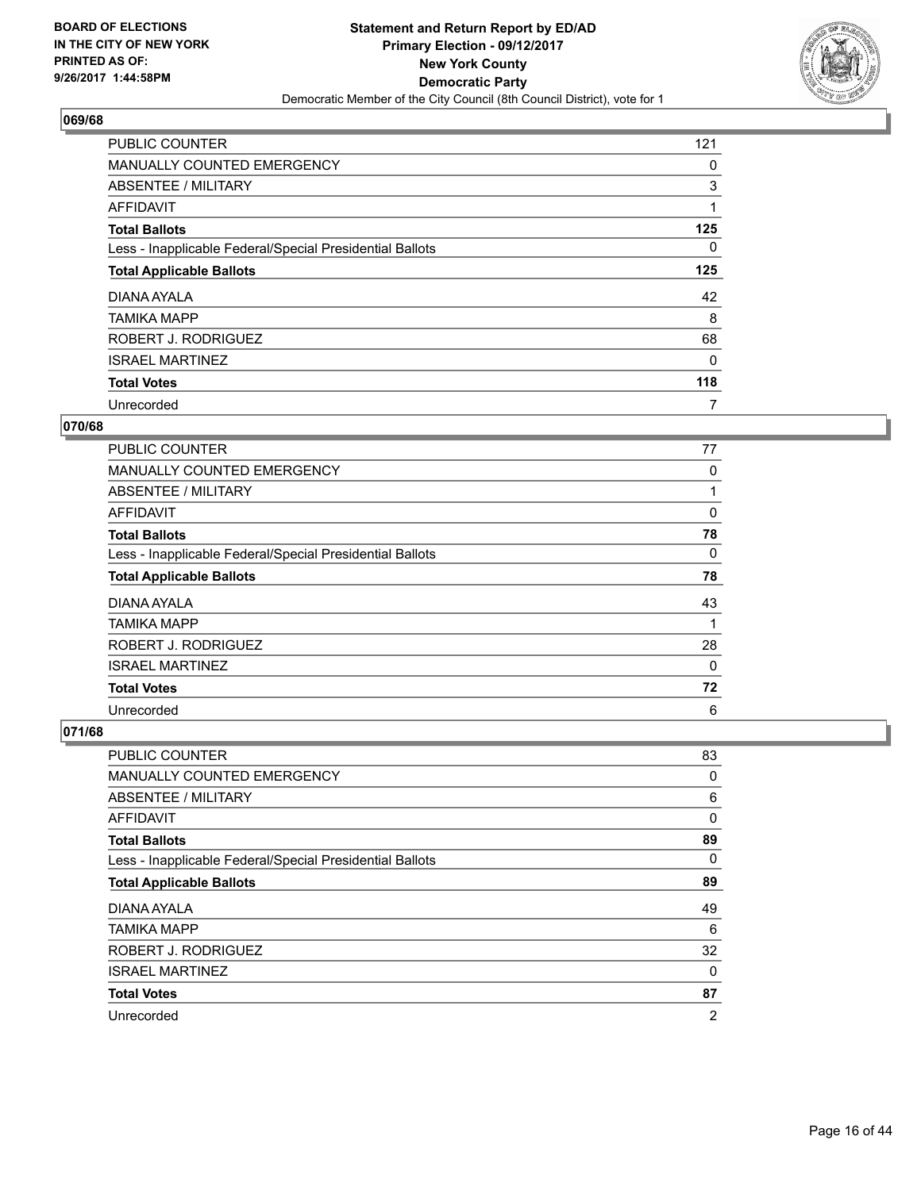**BOARD OF ELECTIONS IN THE CITY OF NEW YORK PRINTED AS OF: 9/26/2017 1:44:58PM**

**Statement and Return Report by ED/AD**
**Primary Election - 09/12/2017**
**New York County**
**Democratic Party**
Democratic Member of the City Council (8th Council District), vote for 1

### 069/68

| | |
|---|---|
| PUBLIC COUNTER | 121 |
| MANUALLY COUNTED EMERGENCY | 0 |
| ABSENTEE / MILITARY | 3 |
| AFFIDAVIT | 1 |
| **Total Ballots** | **125** |
| Less - Inapplicable Federal/Special Presidential Ballots | 0 |
| **Total Applicable Ballots** | **125** |
| DIANA AYALA | 42 |
| TAMIKA MAPP | 8 |
| ROBERT J. RODRIGUEZ | 68 |
| ISRAEL MARTINEZ | 0 |
| **Total Votes** | **118** |
| Unrecorded | 7 |

### 070/68

| | |
|---|---|
| PUBLIC COUNTER | 77 |
| MANUALLY COUNTED EMERGENCY | 0 |
| ABSENTEE / MILITARY | 1 |
| AFFIDAVIT | 0 |
| **Total Ballots** | **78** |
| Less - Inapplicable Federal/Special Presidential Ballots | 0 |
| **Total Applicable Ballots** | **78** |
| DIANA AYALA | 43 |
| TAMIKA MAPP | 1 |
| ROBERT J. RODRIGUEZ | 28 |
| ISRAEL MARTINEZ | 0 |
| **Total Votes** | **72** |
| Unrecorded | 6 |

### 071/68

| | |
|---|---|
| PUBLIC COUNTER | 83 |
| MANUALLY COUNTED EMERGENCY | 0 |
| ABSENTEE / MILITARY | 6 |
| AFFIDAVIT | 0 |
| **Total Ballots** | **89** |
| Less - Inapplicable Federal/Special Presidential Ballots | 0 |
| **Total Applicable Ballots** | **89** |
| DIANA AYALA | 49 |
| TAMIKA MAPP | 6 |
| ROBERT J. RODRIGUEZ | 32 |
| ISRAEL MARTINEZ | 0 |
| **Total Votes** | **87** |
| Unrecorded | 2 |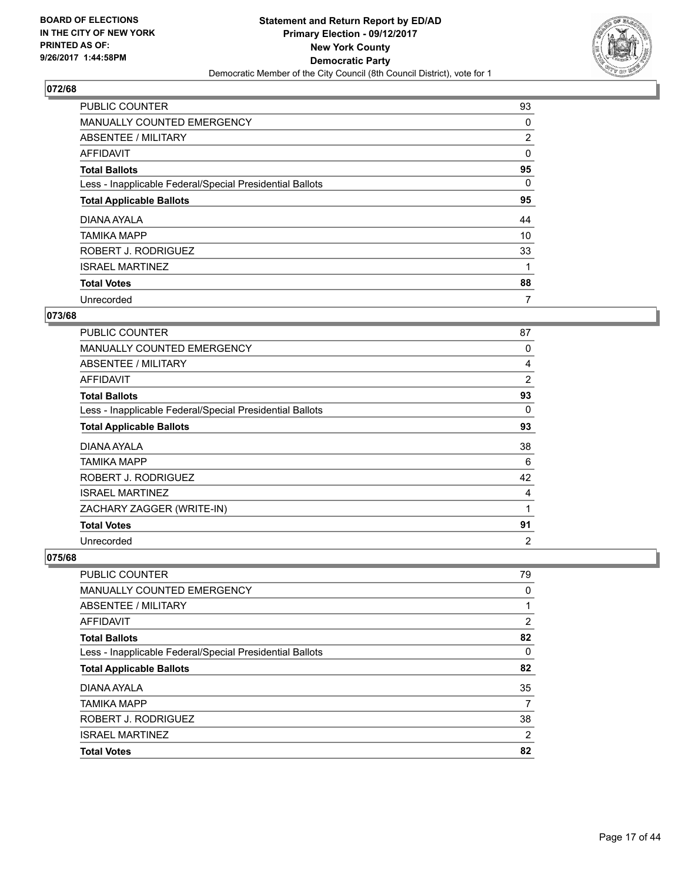## 072/68

| | |
|---|---|
| PUBLIC COUNTER | 93 |
| MANUALLY COUNTED EMERGENCY | 0 |
| ABSENTEE / MILITARY | 2 |
| AFFIDAVIT | 0 |
| **Total Ballots** | **95** |
| Less - Inapplicable Federal/Special Presidential Ballots | 0 |
| **Total Applicable Ballots** | **95** |
| DIANA AYALA | 44 |
| TAMIKA MAPP | 10 |
| ROBERT J. RODRIGUEZ | 33 |
| ISRAEL MARTINEZ | 1 |
| **Total Votes** | **88** |
| Unrecorded | 7 |

## 073/68

| | |
|---|---|
| PUBLIC COUNTER | 87 |
| MANUALLY COUNTED EMERGENCY | 0 |
| ABSENTEE / MILITARY | 4 |
| AFFIDAVIT | 2 |
| **Total Ballots** | **93** |
| Less - Inapplicable Federal/Special Presidential Ballots | 0 |
| **Total Applicable Ballots** | **93** |
| DIANA AYALA | 38 |
| TAMIKA MAPP | 6 |
| ROBERT J. RODRIGUEZ | 42 |
| ISRAEL MARTINEZ | 4 |
| ZACHARY ZAGGER (WRITE-IN) | 1 |
| **Total Votes** | **91** |
| Unrecorded | 2 |

## 075/68

| | |
|---|---|
| PUBLIC COUNTER | 79 |
| MANUALLY COUNTED EMERGENCY | 0 |
| ABSENTEE / MILITARY | 1 |
| AFFIDAVIT | 2 |
| **Total Ballots** | **82** |
| Less - Inapplicable Federal/Special Presidential Ballots | 0 |
| **Total Applicable Ballots** | **82** |
| DIANA AYALA | 35 |
| TAMIKA MAPP | 7 |
| ROBERT J. RODRIGUEZ | 38 |
| ISRAEL MARTINEZ | 2 |
| **Total Votes** | **82** |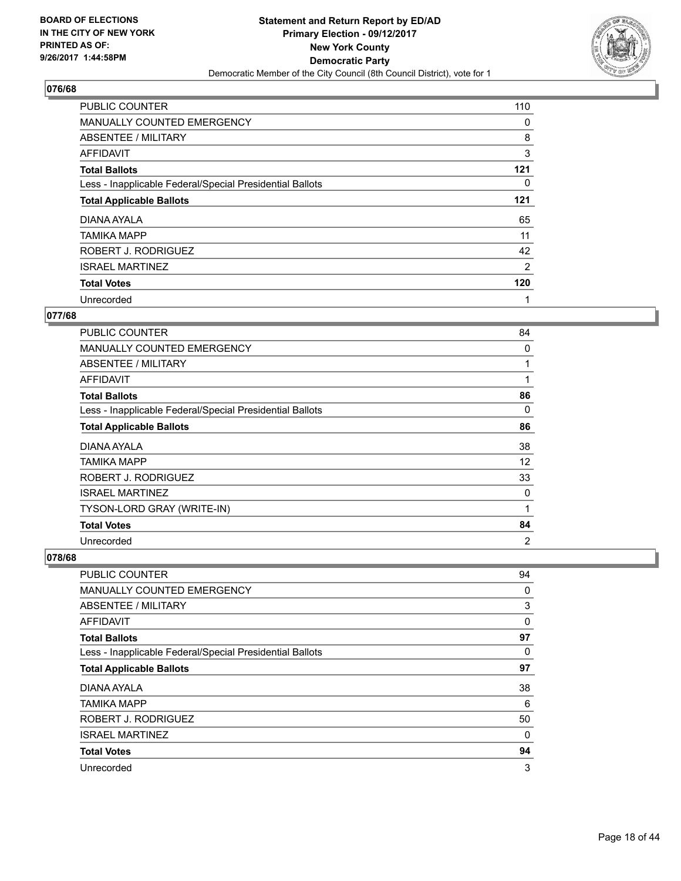**BOARD OF ELECTIONS IN THE CITY OF NEW YORK PRINTED AS OF: 9/26/2017 1:44:58PM**

**Statement and Return Report by ED/AD Primary Election - 09/12/2017 New York County Democratic Party**

Democratic Member of the City Council (8th Council District), vote for 1

### 076/68

| | |
|---|---|
| PUBLIC COUNTER | 110 |
| MANUALLY COUNTED EMERGENCY | 0 |
| ABSENTEE / MILITARY | 8 |
| AFFIDAVIT | 3 |
| **Total Ballots** | **121** |
| Less - Inapplicable Federal/Special Presidential Ballots | 0 |
| **Total Applicable Ballots** | **121** |
| DIANA AYALA | 65 |
| TAMIKA MAPP | 11 |
| ROBERT J. RODRIGUEZ | 42 |
| ISRAEL MARTINEZ | 2 |
| **Total Votes** | **120** |
| Unrecorded | 1 |

### 077/68

| | |
|---|---|
| PUBLIC COUNTER | 84 |
| MANUALLY COUNTED EMERGENCY | 0 |
| ABSENTEE / MILITARY | 1 |
| AFFIDAVIT | 1 |
| **Total Ballots** | **86** |
| Less - Inapplicable Federal/Special Presidential Ballots | 0 |
| **Total Applicable Ballots** | **86** |
| DIANA AYALA | 38 |
| TAMIKA MAPP | 12 |
| ROBERT J. RODRIGUEZ | 33 |
| ISRAEL MARTINEZ | 0 |
| TYSON-LORD GRAY (WRITE-IN) | 1 |
| **Total Votes** | **84** |
| Unrecorded | 2 |

### 078/68

| | |
|---|---|
| PUBLIC COUNTER | 94 |
| MANUALLY COUNTED EMERGENCY | 0 |
| ABSENTEE / MILITARY | 3 |
| AFFIDAVIT | 0 |
| **Total Ballots** | **97** |
| Less - Inapplicable Federal/Special Presidential Ballots | 0 |
| **Total Applicable Ballots** | **97** |
| DIANA AYALA | 38 |
| TAMIKA MAPP | 6 |
| ROBERT J. RODRIGUEZ | 50 |
| ISRAEL MARTINEZ | 0 |
| **Total Votes** | **94** |
| Unrecorded | 3 |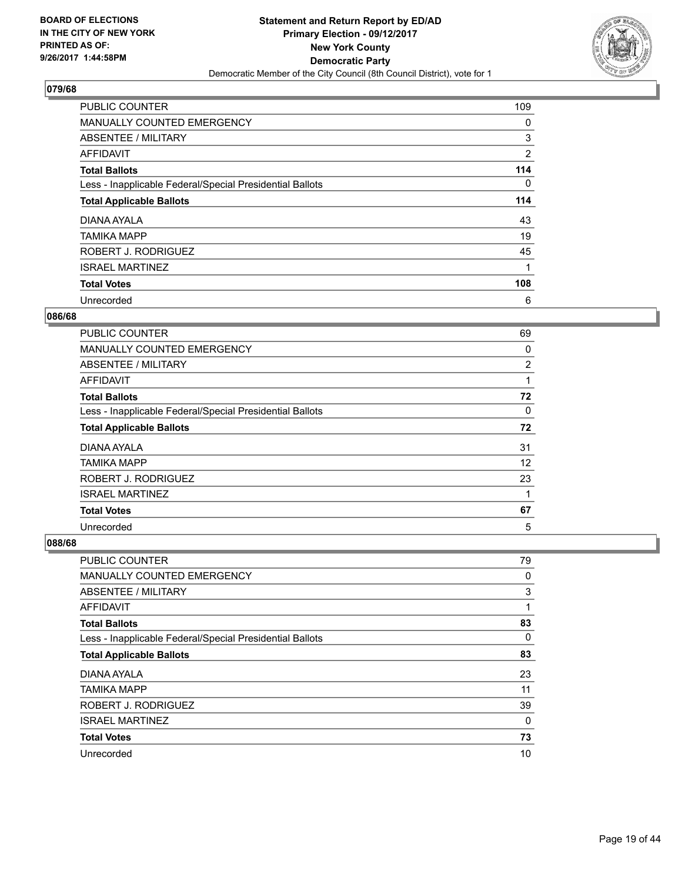BOARD OF ELECTIONS
IN THE CITY OF NEW YORK
PRINTED AS OF:
9/26/2017 1:44:58PM

**Statement and Return Report by ED/AD**
**Primary Election - 09/12/2017**
**New York County**
**Democratic Party**
Democratic Member of the City Council (8th Council District), vote for 1

## 079/68

| | |
|---|---|
| PUBLIC COUNTER | 109 |
| MANUALLY COUNTED EMERGENCY | 0 |
| ABSENTEE / MILITARY | 3 |
| AFFIDAVIT | 2 |
| **Total Ballots** | **114** |
| Less - Inapplicable Federal/Special Presidential Ballots | 0 |
| **Total Applicable Ballots** | **114** |
| DIANA AYALA | 43 |
| TAMIKA MAPP | 19 |
| ROBERT J. RODRIGUEZ | 45 |
| ISRAEL MARTINEZ | 1 |
| **Total Votes** | **108** |
| Unrecorded | 6 |

## 086/68

| | |
|---|---|
| PUBLIC COUNTER | 69 |
| MANUALLY COUNTED EMERGENCY | 0 |
| ABSENTEE / MILITARY | 2 |
| AFFIDAVIT | 1 |
| **Total Ballots** | **72** |
| Less - Inapplicable Federal/Special Presidential Ballots | 0 |
| **Total Applicable Ballots** | **72** |
| DIANA AYALA | 31 |
| TAMIKA MAPP | 12 |
| ROBERT J. RODRIGUEZ | 23 |
| ISRAEL MARTINEZ | 1 |
| **Total Votes** | **67** |
| Unrecorded | 5 |

## 088/68

| | |
|---|---|
| PUBLIC COUNTER | 79 |
| MANUALLY COUNTED EMERGENCY | 0 |
| ABSENTEE / MILITARY | 3 |
| AFFIDAVIT | 1 |
| **Total Ballots** | **83** |
| Less - Inapplicable Federal/Special Presidential Ballots | 0 |
| **Total Applicable Ballots** | **83** |
| DIANA AYALA | 23 |
| TAMIKA MAPP | 11 |
| ROBERT J. RODRIGUEZ | 39 |
| ISRAEL MARTINEZ | 0 |
| **Total Votes** | **73** |
| Unrecorded | 10 |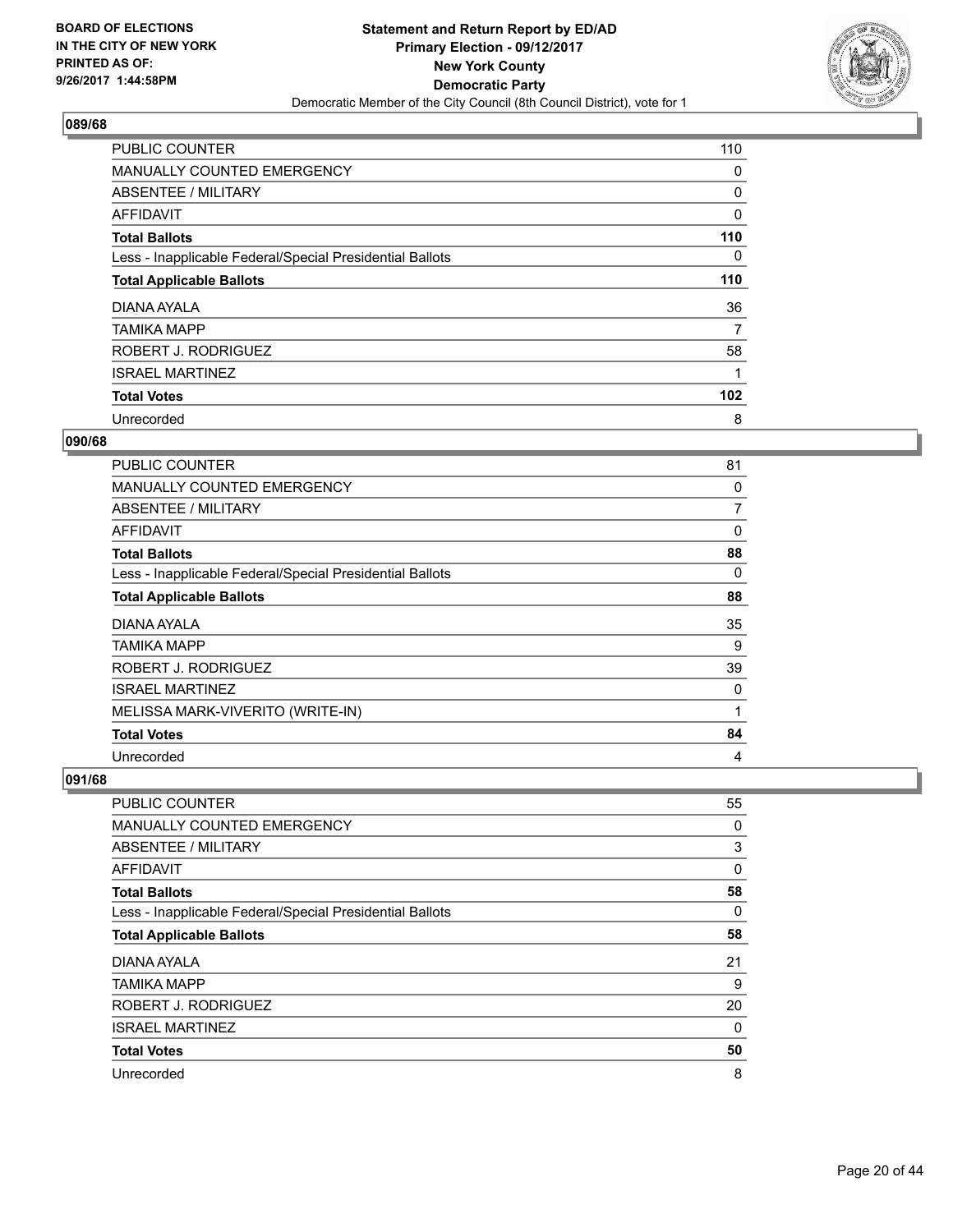**BOARD OF ELECTIONS IN THE CITY OF NEW YORK PRINTED AS OF: 9/26/2017 1:44:58PM**

**Statement and Return Report by ED/AD Primary Election - 09/12/2017 New York County Democratic Party**

Democratic Member of the City Council (8th Council District), vote for 1

## 089/68

| | |
|---|---|
| PUBLIC COUNTER | 110 |
| MANUALLY COUNTED EMERGENCY | 0 |
| ABSENTEE / MILITARY | 0 |
| AFFIDAVIT | 0 |
| **Total Ballots** | **110** |
| Less - Inapplicable Federal/Special Presidential Ballots | 0 |
| **Total Applicable Ballots** | **110** |
| DIANA AYALA | 36 |
| TAMIKA MAPP | 7 |
| ROBERT J. RODRIGUEZ | 58 |
| ISRAEL MARTINEZ | 1 |
| **Total Votes** | **102** |
| Unrecorded | 8 |

## 090/68

| | |
|---|---|
| PUBLIC COUNTER | 81 |
| MANUALLY COUNTED EMERGENCY | 0 |
| ABSENTEE / MILITARY | 7 |
| AFFIDAVIT | 0 |
| **Total Ballots** | **88** |
| Less - Inapplicable Federal/Special Presidential Ballots | 0 |
| **Total Applicable Ballots** | **88** |
| DIANA AYALA | 35 |
| TAMIKA MAPP | 9 |
| ROBERT J. RODRIGUEZ | 39 |
| ISRAEL MARTINEZ | 0 |
| MELISSA MARK-VIVERITO (WRITE-IN) | 1 |
| **Total Votes** | **84** |
| Unrecorded | 4 |

## 091/68

| | |
|---|---|
| PUBLIC COUNTER | 55 |
| MANUALLY COUNTED EMERGENCY | 0 |
| ABSENTEE / MILITARY | 3 |
| AFFIDAVIT | 0 |
| **Total Ballots** | **58** |
| Less - Inapplicable Federal/Special Presidential Ballots | 0 |
| **Total Applicable Ballots** | **58** |
| DIANA AYALA | 21 |
| TAMIKA MAPP | 9 |
| ROBERT J. RODRIGUEZ | 20 |
| ISRAEL MARTINEZ | 0 |
| **Total Votes** | **50** |
| Unrecorded | 8 |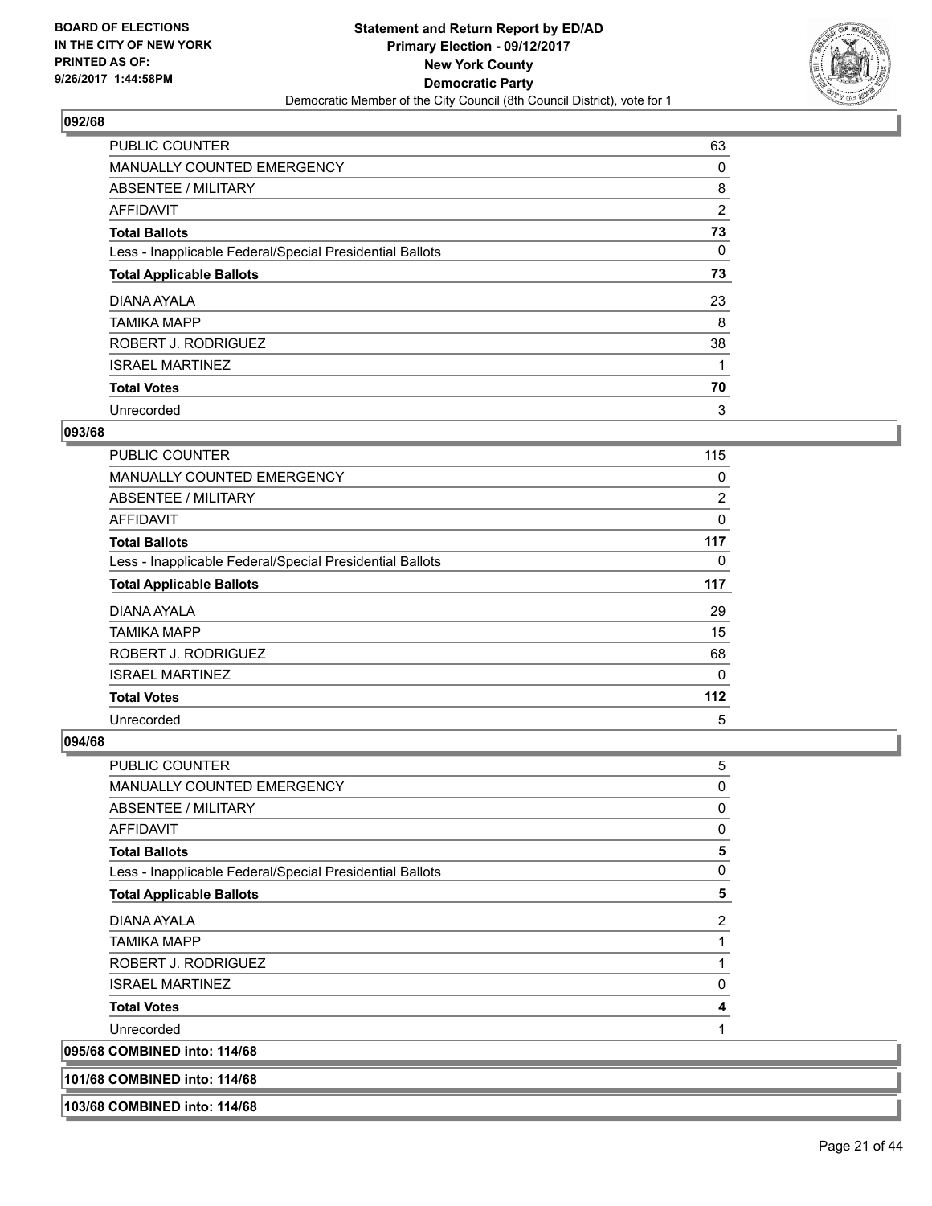**BOARD OF ELECTIONS IN THE CITY OF NEW YORK PRINTED AS OF: 9/26/2017 1:44:58PM**

**Statement and Return Report by ED/AD Primary Election - 09/12/2017 New York County Democratic Party**

Democratic Member of the City Council (8th Council District), vote for 1

### 092/68

| | |
|---|---|
| PUBLIC COUNTER | 63 |
| MANUALLY COUNTED EMERGENCY | 0 |
| ABSENTEE / MILITARY | 8 |
| AFFIDAVIT | 2 |
| **Total Ballots** | **73** |
| Less - Inapplicable Federal/Special Presidential Ballots | 0 |
| **Total Applicable Ballots** | **73** |
| DIANA AYALA | 23 |
| TAMIKA MAPP | 8 |
| ROBERT J. RODRIGUEZ | 38 |
| ISRAEL MARTINEZ | 1 |
| **Total Votes** | **70** |
| Unrecorded | 3 |

### 093/68

| | |
|---|---|
| PUBLIC COUNTER | 115 |
| MANUALLY COUNTED EMERGENCY | 0 |
| ABSENTEE / MILITARY | 2 |
| AFFIDAVIT | 0 |
| **Total Ballots** | **117** |
| Less - Inapplicable Federal/Special Presidential Ballots | 0 |
| **Total Applicable Ballots** | **117** |
| DIANA AYALA | 29 |
| TAMIKA MAPP | 15 |
| ROBERT J. RODRIGUEZ | 68 |
| ISRAEL MARTINEZ | 0 |
| **Total Votes** | **112** |
| Unrecorded | 5 |

### 094/68

| | |
|---|---|
| PUBLIC COUNTER | 5 |
| MANUALLY COUNTED EMERGENCY | 0 |
| ABSENTEE / MILITARY | 0 |
| AFFIDAVIT | 0 |
| **Total Ballots** | **5** |
| Less - Inapplicable Federal/Special Presidential Ballots | 0 |
| **Total Applicable Ballots** | **5** |
| DIANA AYALA | 2 |
| TAMIKA MAPP | 1 |
| ROBERT J. RODRIGUEZ | 1 |
| ISRAEL MARTINEZ | 0 |
| **Total Votes** | **4** |
| Unrecorded | 1 |

**095/68 COMBINED into: 114/68**

**101/68 COMBINED into: 114/68**

**103/68 COMBINED into: 114/68**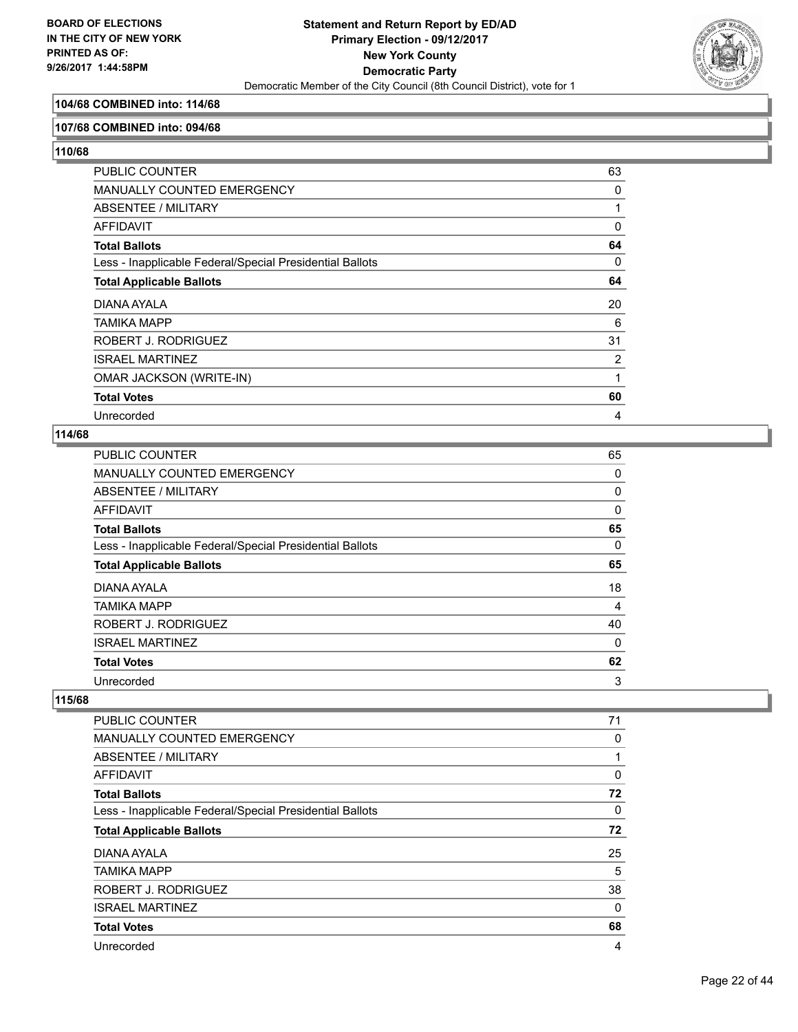**104/68 COMBINED into: 114/68**

**107/68 COMBINED into: 094/68**

**110/68**

| | |
|---|---|
| PUBLIC COUNTER | 63 |
| MANUALLY COUNTED EMERGENCY | 0 |
| ABSENTEE / MILITARY | 1 |
| AFFIDAVIT | 0 |
| **Total Ballots** | **64** |
| Less - Inapplicable Federal/Special Presidential Ballots | 0 |
| **Total Applicable Ballots** | **64** |
| DIANA AYALA | 20 |
| TAMIKA MAPP | 6 |
| ROBERT J. RODRIGUEZ | 31 |
| ISRAEL MARTINEZ | 2 |
| OMAR JACKSON (WRITE-IN) | 1 |
| **Total Votes** | **60** |
| Unrecorded | 4 |

**114/68**

| | |
|---|---|
| PUBLIC COUNTER | 65 |
| MANUALLY COUNTED EMERGENCY | 0 |
| ABSENTEE / MILITARY | 0 |
| AFFIDAVIT | 0 |
| **Total Ballots** | **65** |
| Less - Inapplicable Federal/Special Presidential Ballots | 0 |
| **Total Applicable Ballots** | **65** |
| DIANA AYALA | 18 |
| TAMIKA MAPP | 4 |
| ROBERT J. RODRIGUEZ | 40 |
| ISRAEL MARTINEZ | 0 |
| **Total Votes** | **62** |
| Unrecorded | 3 |

**115/68**

| | |
|---|---|
| PUBLIC COUNTER | 71 |
| MANUALLY COUNTED EMERGENCY | 0 |
| ABSENTEE / MILITARY | 1 |
| AFFIDAVIT | 0 |
| **Total Ballots** | **72** |
| Less - Inapplicable Federal/Special Presidential Ballots | 0 |
| **Total Applicable Ballots** | **72** |
| DIANA AYALA | 25 |
| TAMIKA MAPP | 5 |
| ROBERT J. RODRIGUEZ | 38 |
| ISRAEL MARTINEZ | 0 |
| **Total Votes** | **68** |
| Unrecorded | 4 |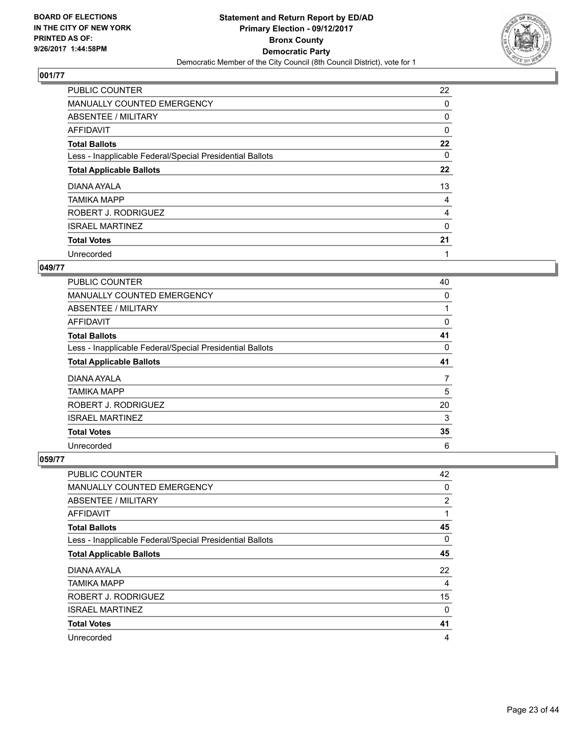BOARD OF ELECTIONS
IN THE CITY OF NEW YORK
PRINTED AS OF:
9/26/2017 1:44:58PM

**Statement and Return Report by ED/AD**
**Primary Election - 09/12/2017**
**Bronx County**
**Democratic Party**
Democratic Member of the City Council (8th Council District), vote for 1

## 001/77

| | |
|---|---|
| PUBLIC COUNTER | 22 |
| MANUALLY COUNTED EMERGENCY | 0 |
| ABSENTEE / MILITARY | 0 |
| AFFIDAVIT | 0 |
| **Total Ballots** | **22** |
| Less - Inapplicable Federal/Special Presidential Ballots | 0 |
| **Total Applicable Ballots** | **22** |
| DIANA AYALA | 13 |
| TAMIKA MAPP | 4 |
| ROBERT J. RODRIGUEZ | 4 |
| ISRAEL MARTINEZ | 0 |
| **Total Votes** | **21** |
| Unrecorded | 1 |

## 049/77

| | |
|---|---|
| PUBLIC COUNTER | 40 |
| MANUALLY COUNTED EMERGENCY | 0 |
| ABSENTEE / MILITARY | 1 |
| AFFIDAVIT | 0 |
| **Total Ballots** | **41** |
| Less - Inapplicable Federal/Special Presidential Ballots | 0 |
| **Total Applicable Ballots** | **41** |
| DIANA AYALA | 7 |
| TAMIKA MAPP | 5 |
| ROBERT J. RODRIGUEZ | 20 |
| ISRAEL MARTINEZ | 3 |
| **Total Votes** | **35** |
| Unrecorded | 6 |

## 059/77

| | |
|---|---|
| PUBLIC COUNTER | 42 |
| MANUALLY COUNTED EMERGENCY | 0 |
| ABSENTEE / MILITARY | 2 |
| AFFIDAVIT | 1 |
| **Total Ballots** | **45** |
| Less - Inapplicable Federal/Special Presidential Ballots | 0 |
| **Total Applicable Ballots** | **45** |
| DIANA AYALA | 22 |
| TAMIKA MAPP | 4 |
| ROBERT J. RODRIGUEZ | 15 |
| ISRAEL MARTINEZ | 0 |
| **Total Votes** | **41** |
| Unrecorded | 4 |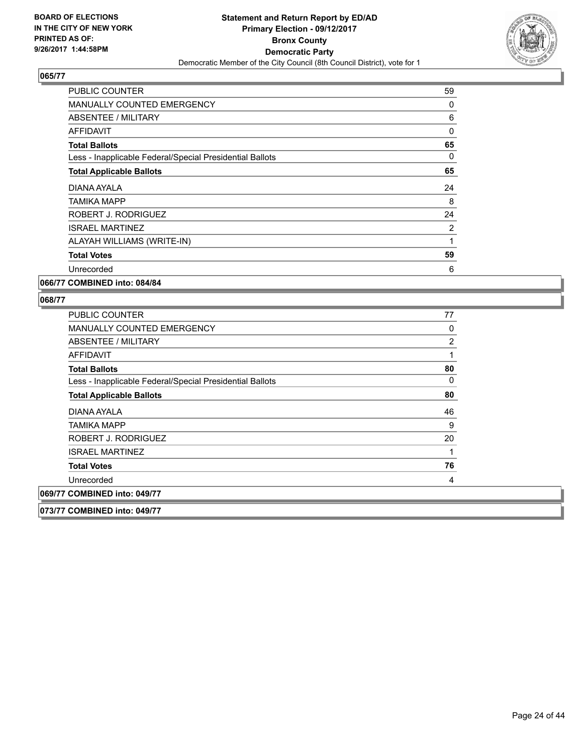## 065/77

| | |
|---|---|
| PUBLIC COUNTER | 59 |
| MANUALLY COUNTED EMERGENCY | 0 |
| ABSENTEE / MILITARY | 6 |
| AFFIDAVIT | 0 |
| **Total Ballots** | **65** |
| Less - Inapplicable Federal/Special Presidential Ballots | 0 |
| **Total Applicable Ballots** | **65** |
| DIANA AYALA | 24 |
| TAMIKA MAPP | 8 |
| ROBERT J. RODRIGUEZ | 24 |
| ISRAEL MARTINEZ | 2 |
| ALAYAH WILLIAMS (WRITE-IN) | 1 |
| **Total Votes** | **59** |
| Unrecorded | 6 |

**066/77 COMBINED into: 084/84**

## 068/77

| | |
|---|---|
| PUBLIC COUNTER | 77 |
| MANUALLY COUNTED EMERGENCY | 0 |
| ABSENTEE / MILITARY | 2 |
| AFFIDAVIT | 1 |
| **Total Ballots** | **80** |
| Less - Inapplicable Federal/Special Presidential Ballots | 0 |
| **Total Applicable Ballots** | **80** |
| DIANA AYALA | 46 |
| TAMIKA MAPP | 9 |
| ROBERT J. RODRIGUEZ | 20 |
| ISRAEL MARTINEZ | 1 |
| **Total Votes** | **76** |
| Unrecorded | 4 |

**069/77 COMBINED into: 049/77**

**073/77 COMBINED into: 049/77**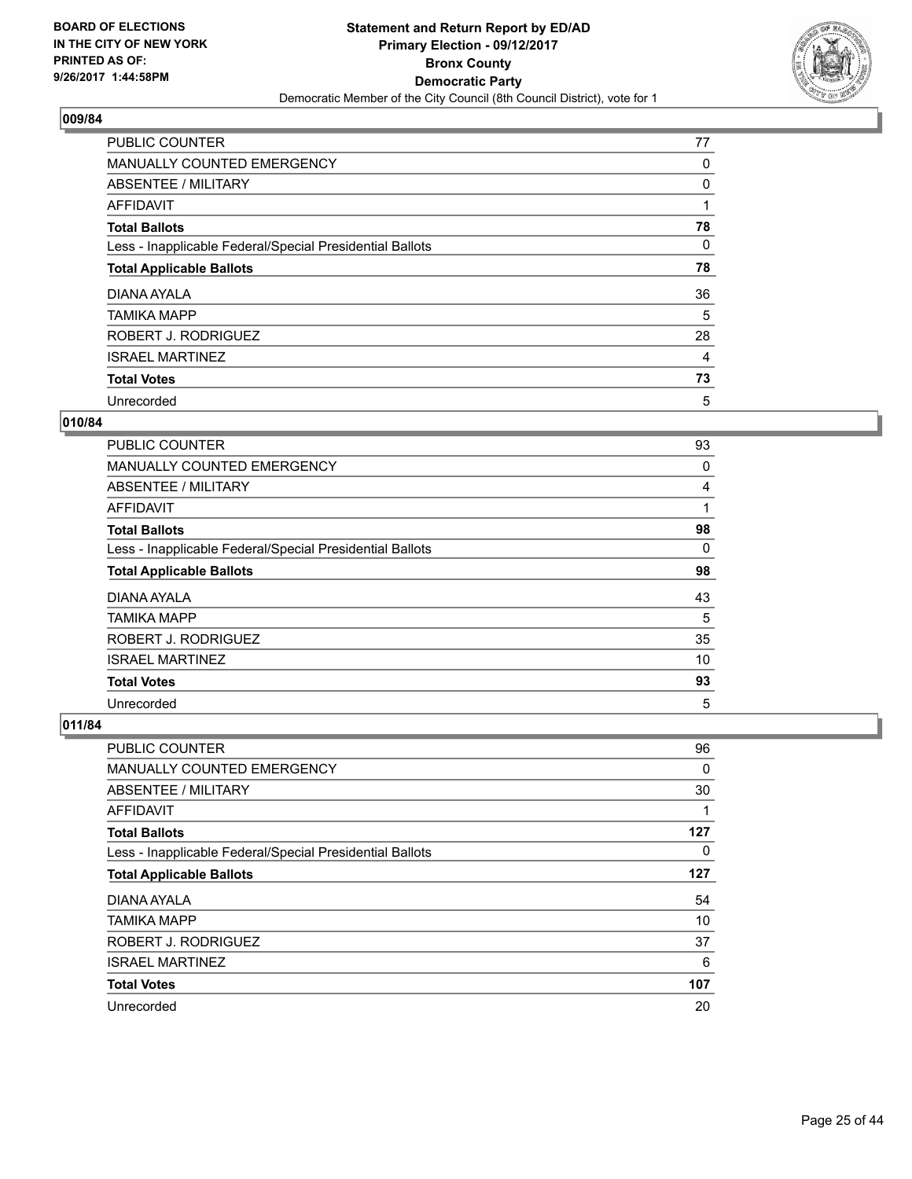**BOARD OF ELECTIONS IN THE CITY OF NEW YORK PRINTED AS OF: 9/26/2017 1:44:58PM**

**Statement and Return Report by ED/AD
Primary Election - 09/12/2017
Bronx County
Democratic Party**
Democratic Member of the City Council (8th Council District), vote for 1

### 009/84

| | |
|---|---|
| PUBLIC COUNTER | 77 |
| MANUALLY COUNTED EMERGENCY | 0 |
| ABSENTEE / MILITARY | 0 |
| AFFIDAVIT | 1 |
| **Total Ballots** | **78** |
| Less - Inapplicable Federal/Special Presidential Ballots | 0 |
| **Total Applicable Ballots** | **78** |
| DIANA AYALA | 36 |
| TAMIKA MAPP | 5 |
| ROBERT J. RODRIGUEZ | 28 |
| ISRAEL MARTINEZ | 4 |
| **Total Votes** | **73** |
| Unrecorded | 5 |

### 010/84

| | |
|---|---|
| PUBLIC COUNTER | 93 |
| MANUALLY COUNTED EMERGENCY | 0 |
| ABSENTEE / MILITARY | 4 |
| AFFIDAVIT | 1 |
| **Total Ballots** | **98** |
| Less - Inapplicable Federal/Special Presidential Ballots | 0 |
| **Total Applicable Ballots** | **98** |
| DIANA AYALA | 43 |
| TAMIKA MAPP | 5 |
| ROBERT J. RODRIGUEZ | 35 |
| ISRAEL MARTINEZ | 10 |
| **Total Votes** | **93** |
| Unrecorded | 5 |

### 011/84

| | |
|---|---|
| PUBLIC COUNTER | 96 |
| MANUALLY COUNTED EMERGENCY | 0 |
| ABSENTEE / MILITARY | 30 |
| AFFIDAVIT | 1 |
| **Total Ballots** | **127** |
| Less - Inapplicable Federal/Special Presidential Ballots | 0 |
| **Total Applicable Ballots** | **127** |
| DIANA AYALA | 54 |
| TAMIKA MAPP | 10 |
| ROBERT J. RODRIGUEZ | 37 |
| ISRAEL MARTINEZ | 6 |
| **Total Votes** | **107** |
| Unrecorded | 20 |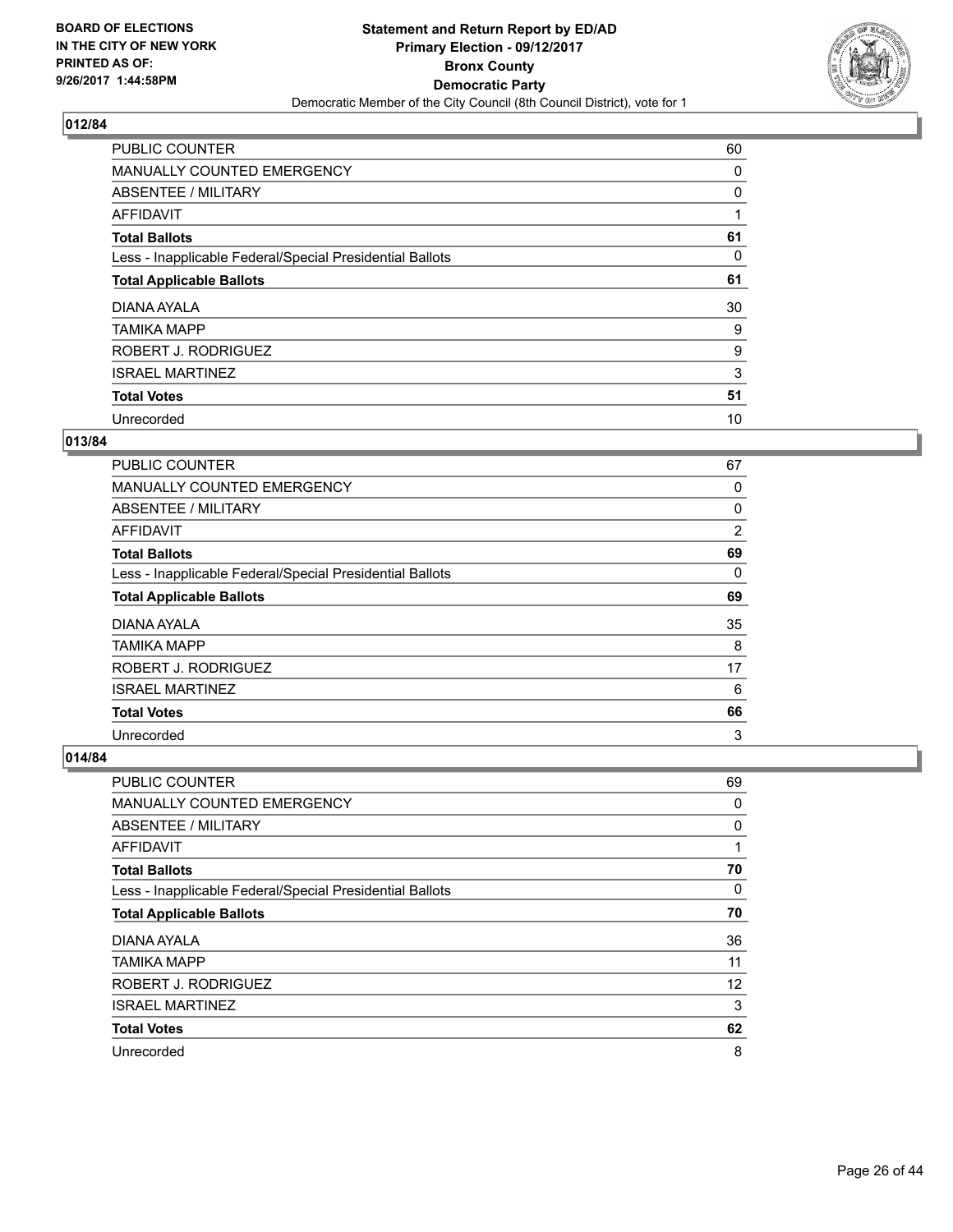**BOARD OF ELECTIONS IN THE CITY OF NEW YORK PRINTED AS OF: 9/26/2017 1:44:58PM**

**Statement and Return Report by ED/AD**
**Primary Election - 09/12/2017**
**Bronx County**
**Democratic Party**
Democratic Member of the City Council (8th Council District), vote for 1

## 012/84

| | |
|---|---|
| PUBLIC COUNTER | 60 |
| MANUALLY COUNTED EMERGENCY | 0 |
| ABSENTEE / MILITARY | 0 |
| AFFIDAVIT | 1 |
| **Total Ballots** | **61** |
| Less - Inapplicable Federal/Special Presidential Ballots | 0 |
| **Total Applicable Ballots** | **61** |
| DIANA AYALA | 30 |
| TAMIKA MAPP | 9 |
| ROBERT J. RODRIGUEZ | 9 |
| ISRAEL MARTINEZ | 3 |
| **Total Votes** | **51** |
| Unrecorded | 10 |

## 013/84

| | |
|---|---|
| PUBLIC COUNTER | 67 |
| MANUALLY COUNTED EMERGENCY | 0 |
| ABSENTEE / MILITARY | 0 |
| AFFIDAVIT | 2 |
| **Total Ballots** | **69** |
| Less - Inapplicable Federal/Special Presidential Ballots | 0 |
| **Total Applicable Ballots** | **69** |
| DIANA AYALA | 35 |
| TAMIKA MAPP | 8 |
| ROBERT J. RODRIGUEZ | 17 |
| ISRAEL MARTINEZ | 6 |
| **Total Votes** | **66** |
| Unrecorded | 3 |

## 014/84

| | |
|---|---|
| PUBLIC COUNTER | 69 |
| MANUALLY COUNTED EMERGENCY | 0 |
| ABSENTEE / MILITARY | 0 |
| AFFIDAVIT | 1 |
| **Total Ballots** | **70** |
| Less - Inapplicable Federal/Special Presidential Ballots | 0 |
| **Total Applicable Ballots** | **70** |
| DIANA AYALA | 36 |
| TAMIKA MAPP | 11 |
| ROBERT J. RODRIGUEZ | 12 |
| ISRAEL MARTINEZ | 3 |
| **Total Votes** | **62** |
| Unrecorded | 8 |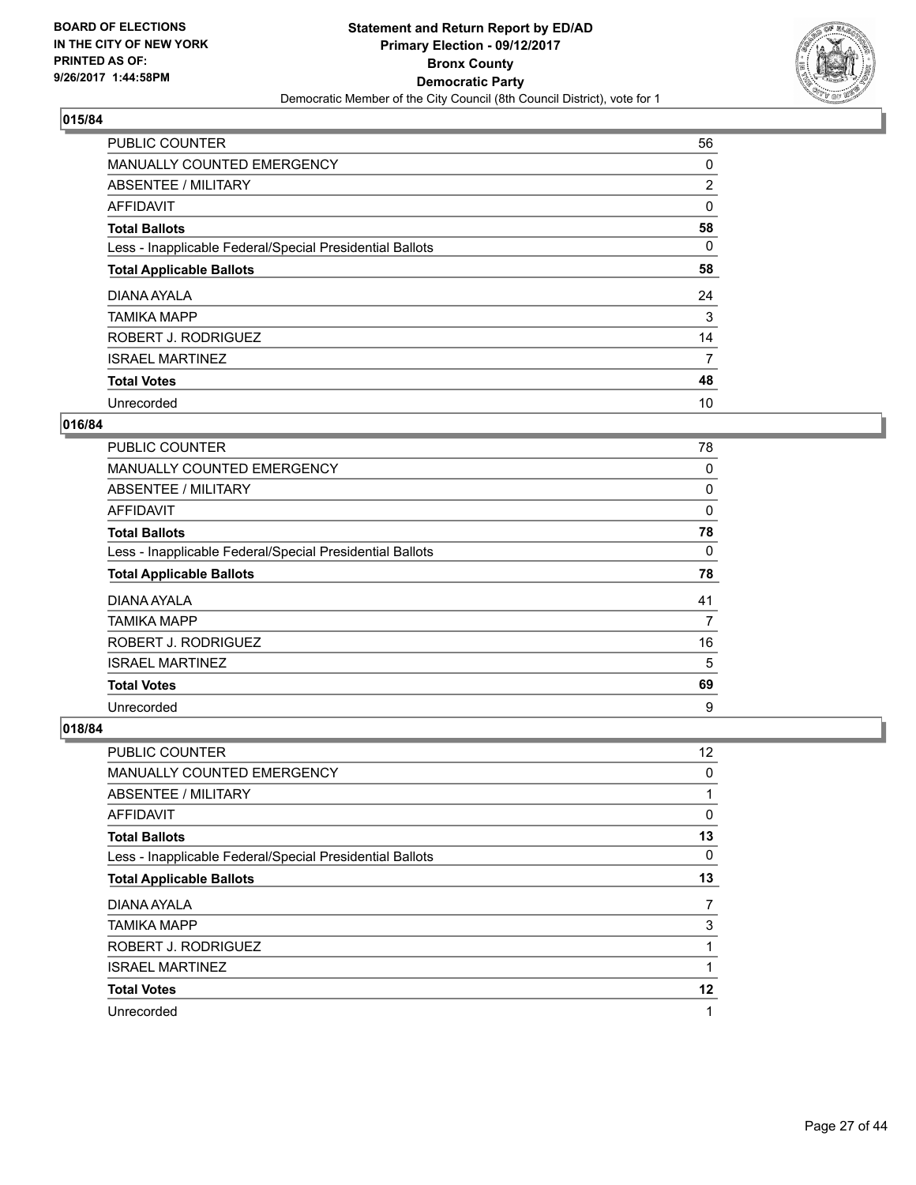# Statement and Return Report by ED/AD
## Primary Election - 09/12/2017
## Bronx County
## Democratic Party
### Democratic Member of the City Council (8th Council District), vote for 1

BOARD OF ELECTIONS IN THE CITY OF NEW YORK PRINTED AS OF: 9/26/2017 1:44:58PM

**015/84**

| | |
|---|---|
| PUBLIC COUNTER | 56 |
| MANUALLY COUNTED EMERGENCY | 0 |
| ABSENTEE / MILITARY | 2 |
| AFFIDAVIT | 0 |
| **Total Ballots** | **58** |
| Less - Inapplicable Federal/Special Presidential Ballots | 0 |
| **Total Applicable Ballots** | **58** |
| DIANA AYALA | 24 |
| TAMIKA MAPP | 3 |
| ROBERT J. RODRIGUEZ | 14 |
| ISRAEL MARTINEZ | 7 |
| **Total Votes** | **48** |
| Unrecorded | 10 |

**016/84**

| | |
|---|---|
| PUBLIC COUNTER | 78 |
| MANUALLY COUNTED EMERGENCY | 0 |
| ABSENTEE / MILITARY | 0 |
| AFFIDAVIT | 0 |
| **Total Ballots** | **78** |
| Less - Inapplicable Federal/Special Presidential Ballots | 0 |
| **Total Applicable Ballots** | **78** |
| DIANA AYALA | 41 |
| TAMIKA MAPP | 7 |
| ROBERT J. RODRIGUEZ | 16 |
| ISRAEL MARTINEZ | 5 |
| **Total Votes** | **69** |
| Unrecorded | 9 |

**018/84**

| | |
|---|---|
| PUBLIC COUNTER | 12 |
| MANUALLY COUNTED EMERGENCY | 0 |
| ABSENTEE / MILITARY | 1 |
| AFFIDAVIT | 0 |
| **Total Ballots** | **13** |
| Less - Inapplicable Federal/Special Presidential Ballots | 0 |
| **Total Applicable Ballots** | **13** |
| DIANA AYALA | 7 |
| TAMIKA MAPP | 3 |
| ROBERT J. RODRIGUEZ | 1 |
| ISRAEL MARTINEZ | 1 |
| **Total Votes** | **12** |
| Unrecorded | 1 |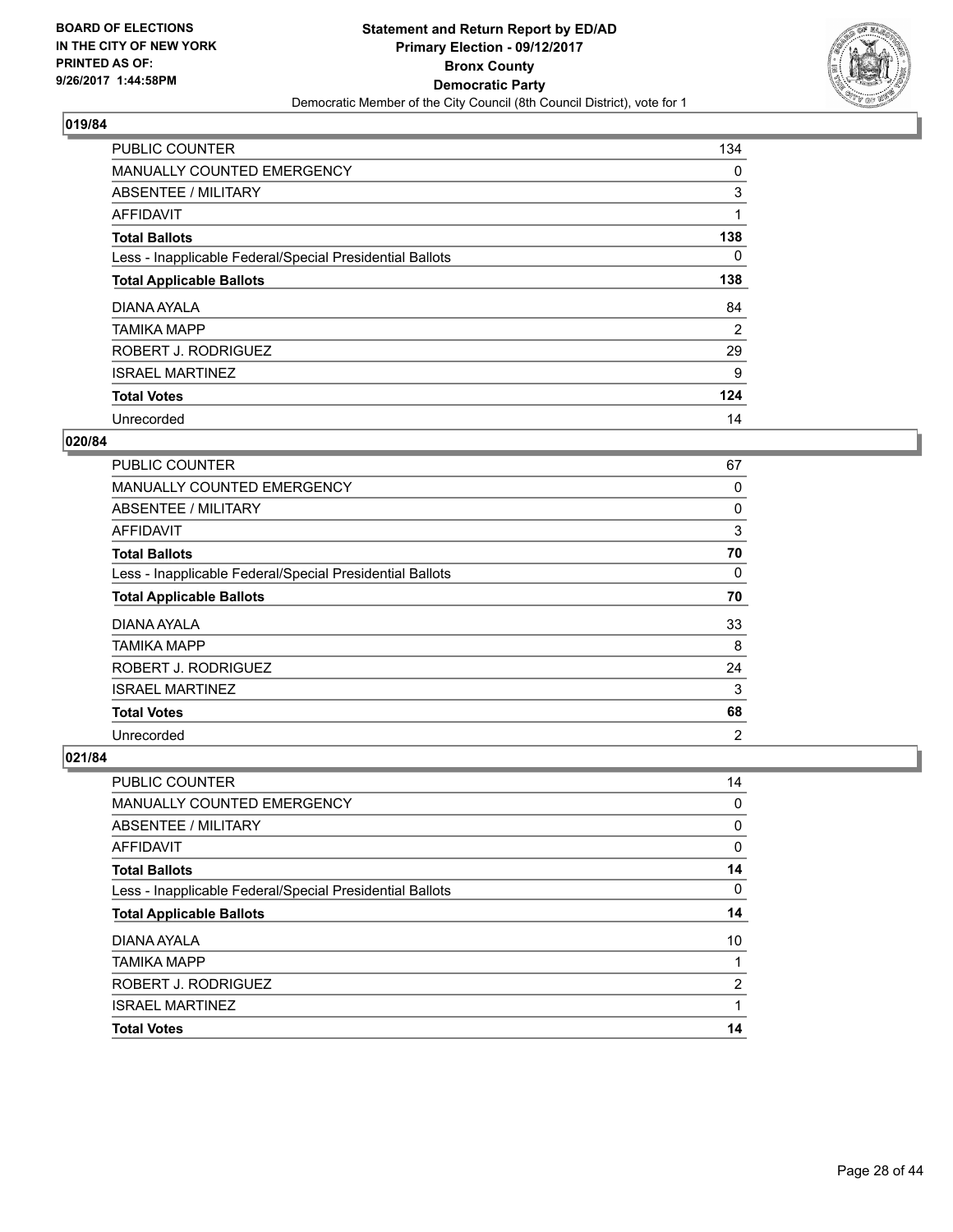**BOARD OF ELECTIONS IN THE CITY OF NEW YORK PRINTED AS OF: 9/26/2017 1:44:58PM**

**Statement and Return Report by ED/AD**
**Primary Election - 09/12/2017**
**Bronx County**
**Democratic Party**
Democratic Member of the City Council (8th Council District), vote for 1

### 019/84

| | |
|---|---|
| PUBLIC COUNTER | 134 |
| MANUALLY COUNTED EMERGENCY | 0 |
| ABSENTEE / MILITARY | 3 |
| AFFIDAVIT | 1 |
| **Total Ballots** | **138** |
| Less - Inapplicable Federal/Special Presidential Ballots | 0 |
| **Total Applicable Ballots** | **138** |
| DIANA AYALA | 84 |
| TAMIKA MAPP | 2 |
| ROBERT J. RODRIGUEZ | 29 |
| ISRAEL MARTINEZ | 9 |
| **Total Votes** | **124** |
| Unrecorded | 14 |

### 020/84

| | |
|---|---|
| PUBLIC COUNTER | 67 |
| MANUALLY COUNTED EMERGENCY | 0 |
| ABSENTEE / MILITARY | 0 |
| AFFIDAVIT | 3 |
| **Total Ballots** | **70** |
| Less - Inapplicable Federal/Special Presidential Ballots | 0 |
| **Total Applicable Ballots** | **70** |
| DIANA AYALA | 33 |
| TAMIKA MAPP | 8 |
| ROBERT J. RODRIGUEZ | 24 |
| ISRAEL MARTINEZ | 3 |
| **Total Votes** | **68** |
| Unrecorded | 2 |

### 021/84

| | |
|---|---|
| PUBLIC COUNTER | 14 |
| MANUALLY COUNTED EMERGENCY | 0 |
| ABSENTEE / MILITARY | 0 |
| AFFIDAVIT | 0 |
| **Total Ballots** | **14** |
| Less - Inapplicable Federal/Special Presidential Ballots | 0 |
| **Total Applicable Ballots** | **14** |
| DIANA AYALA | 10 |
| TAMIKA MAPP | 1 |
| ROBERT J. RODRIGUEZ | 2 |
| ISRAEL MARTINEZ | 1 |
| **Total Votes** | **14** |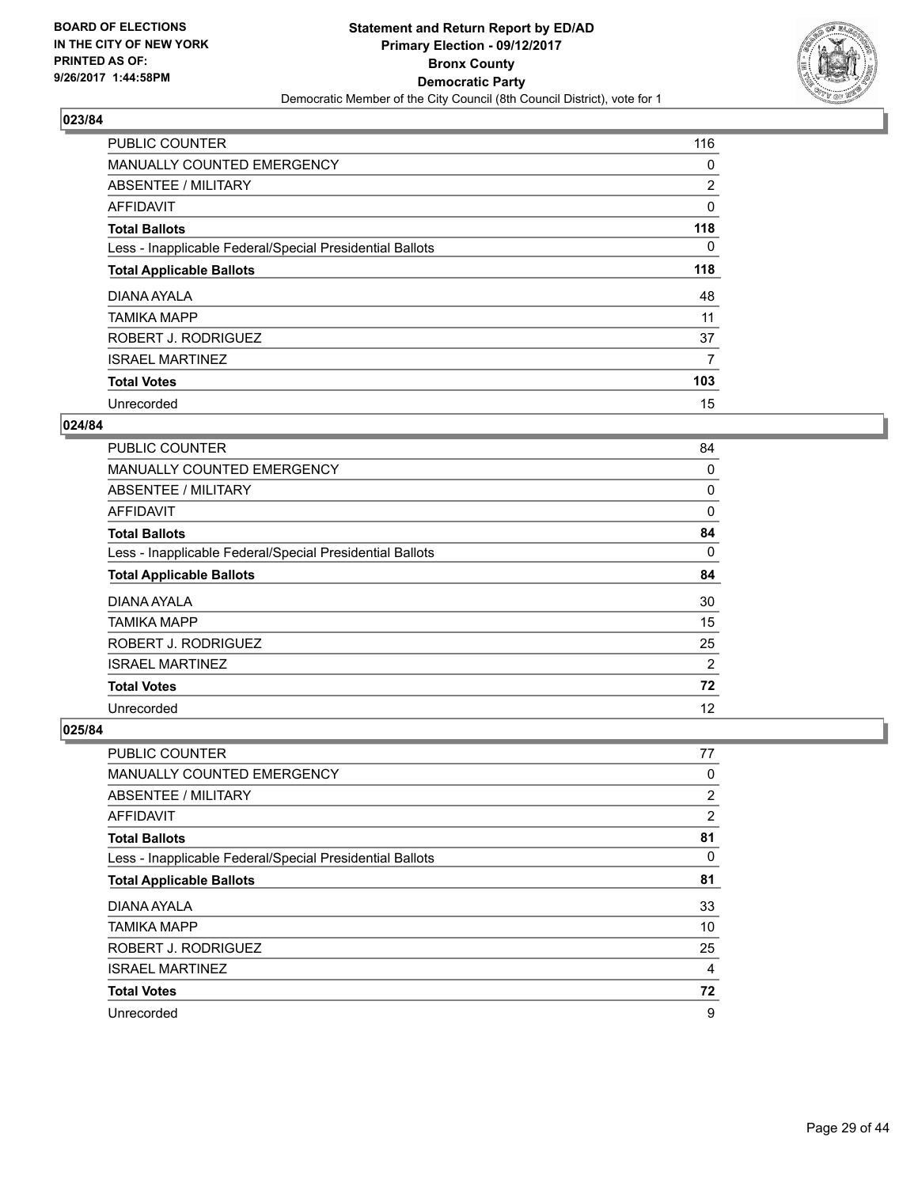**BOARD OF ELECTIONS IN THE CITY OF NEW YORK PRINTED AS OF: 9/26/2017 1:44:58PM**

**Statement and Return Report by ED/AD Primary Election - 09/12/2017 Bronx County Democratic Party**

Democratic Member of the City Council (8th Council District), vote for 1

## 023/84

| | |
|---|---|
| PUBLIC COUNTER | 116 |
| MANUALLY COUNTED EMERGENCY | 0 |
| ABSENTEE / MILITARY | 2 |
| AFFIDAVIT | 0 |
| **Total Ballots** | **118** |
| Less - Inapplicable Federal/Special Presidential Ballots | 0 |
| **Total Applicable Ballots** | **118** |
| DIANA AYALA | 48 |
| TAMIKA MAPP | 11 |
| ROBERT J. RODRIGUEZ | 37 |
| ISRAEL MARTINEZ | 7 |
| **Total Votes** | **103** |
| Unrecorded | 15 |

## 024/84

| | |
|---|---|
| PUBLIC COUNTER | 84 |
| MANUALLY COUNTED EMERGENCY | 0 |
| ABSENTEE / MILITARY | 0 |
| AFFIDAVIT | 0 |
| **Total Ballots** | **84** |
| Less - Inapplicable Federal/Special Presidential Ballots | 0 |
| **Total Applicable Ballots** | **84** |
| DIANA AYALA | 30 |
| TAMIKA MAPP | 15 |
| ROBERT J. RODRIGUEZ | 25 |
| ISRAEL MARTINEZ | 2 |
| **Total Votes** | **72** |
| Unrecorded | 12 |

## 025/84

| | |
|---|---|
| PUBLIC COUNTER | 77 |
| MANUALLY COUNTED EMERGENCY | 0 |
| ABSENTEE / MILITARY | 2 |
| AFFIDAVIT | 2 |
| **Total Ballots** | **81** |
| Less - Inapplicable Federal/Special Presidential Ballots | 0 |
| **Total Applicable Ballots** | **81** |
| DIANA AYALA | 33 |
| TAMIKA MAPP | 10 |
| ROBERT J. RODRIGUEZ | 25 |
| ISRAEL MARTINEZ | 4 |
| **Total Votes** | **72** |
| Unrecorded | 9 |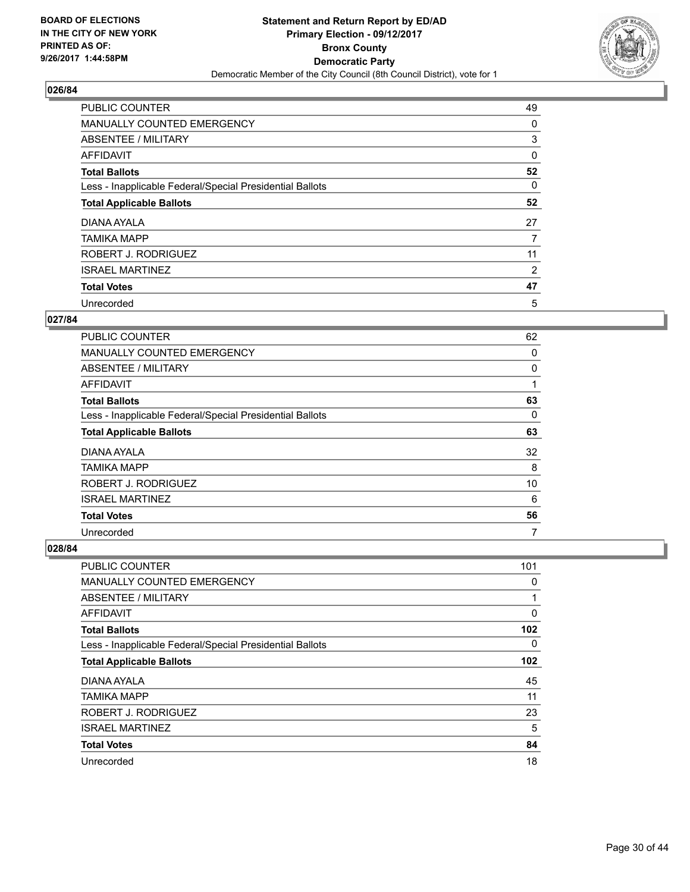BOARD OF ELECTIONS
IN THE CITY OF NEW YORK
PRINTED AS OF:
9/26/2017 1:44:58PM

**Statement and Return Report by ED/AD**
**Primary Election - 09/12/2017**
**Bronx County**
**Democratic Party**
Democratic Member of the City Council (8th Council District), vote for 1

### 026/84

| | |
|---|---|
| PUBLIC COUNTER | 49 |
| MANUALLY COUNTED EMERGENCY | 0 |
| ABSENTEE / MILITARY | 3 |
| AFFIDAVIT | 0 |
| **Total Ballots** | **52** |
| Less - Inapplicable Federal/Special Presidential Ballots | 0 |
| **Total Applicable Ballots** | **52** |
| DIANA AYALA | 27 |
| TAMIKA MAPP | 7 |
| ROBERT J. RODRIGUEZ | 11 |
| ISRAEL MARTINEZ | 2 |
| **Total Votes** | **47** |
| Unrecorded | 5 |

### 027/84

| | |
|---|---|
| PUBLIC COUNTER | 62 |
| MANUALLY COUNTED EMERGENCY | 0 |
| ABSENTEE / MILITARY | 0 |
| AFFIDAVIT | 1 |
| **Total Ballots** | **63** |
| Less - Inapplicable Federal/Special Presidential Ballots | 0 |
| **Total Applicable Ballots** | **63** |
| DIANA AYALA | 32 |
| TAMIKA MAPP | 8 |
| ROBERT J. RODRIGUEZ | 10 |
| ISRAEL MARTINEZ | 6 |
| **Total Votes** | **56** |
| Unrecorded | 7 |

### 028/84

| | |
|---|---|
| PUBLIC COUNTER | 101 |
| MANUALLY COUNTED EMERGENCY | 0 |
| ABSENTEE / MILITARY | 1 |
| AFFIDAVIT | 0 |
| **Total Ballots** | **102** |
| Less - Inapplicable Federal/Special Presidential Ballots | 0 |
| **Total Applicable Ballots** | **102** |
| DIANA AYALA | 45 |
| TAMIKA MAPP | 11 |
| ROBERT J. RODRIGUEZ | 23 |
| ISRAEL MARTINEZ | 5 |
| **Total Votes** | **84** |
| Unrecorded | 18 |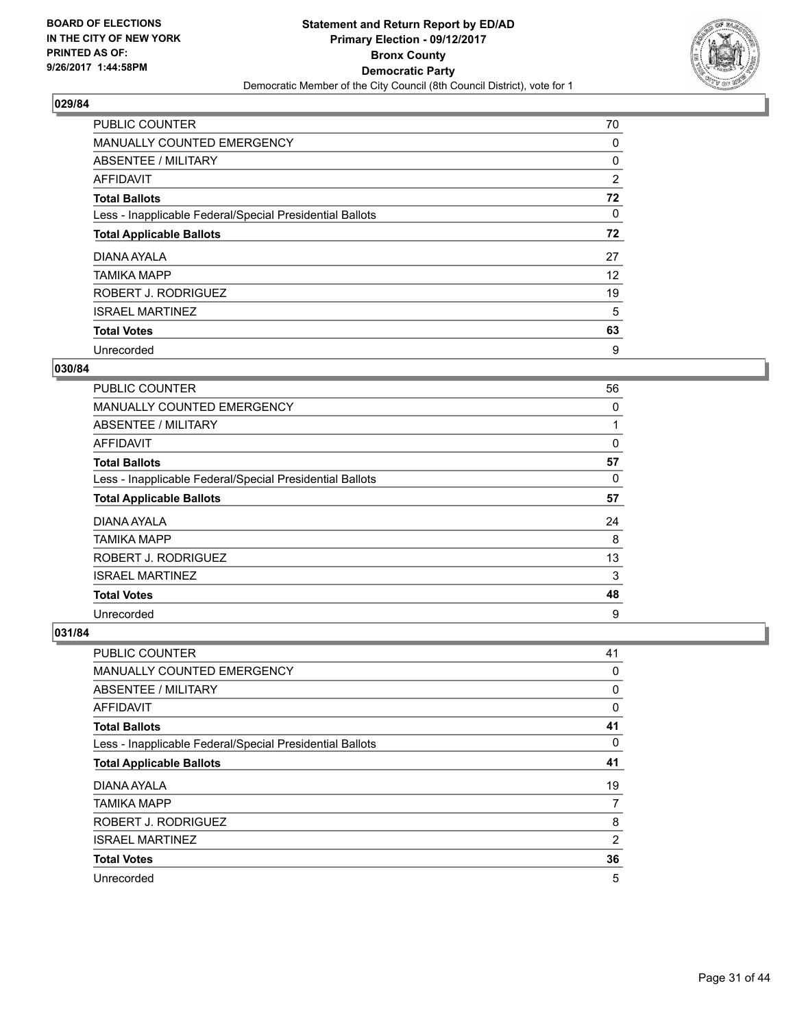**BOARD OF ELECTIONS IN THE CITY OF NEW YORK PRINTED AS OF: 9/26/2017 1:44:58PM**

# Statement and Return Report by ED/AD
## Primary Election - 09/12/2017
## Bronx County
## Democratic Party
### Democratic Member of the City Council (8th Council District), vote for 1

### 029/84

| | |
|---|---|
| PUBLIC COUNTER | 70 |
| MANUALLY COUNTED EMERGENCY | 0 |
| ABSENTEE / MILITARY | 0 |
| AFFIDAVIT | 2 |
| **Total Ballots** | **72** |
| Less - Inapplicable Federal/Special Presidential Ballots | 0 |
| **Total Applicable Ballots** | **72** |
| DIANA AYALA | 27 |
| TAMIKA MAPP | 12 |
| ROBERT J. RODRIGUEZ | 19 |
| ISRAEL MARTINEZ | 5 |
| **Total Votes** | **63** |
| Unrecorded | 9 |

### 030/84

| | |
|---|---|
| PUBLIC COUNTER | 56 |
| MANUALLY COUNTED EMERGENCY | 0 |
| ABSENTEE / MILITARY | 1 |
| AFFIDAVIT | 0 |
| **Total Ballots** | **57** |
| Less - Inapplicable Federal/Special Presidential Ballots | 0 |
| **Total Applicable Ballots** | **57** |
| DIANA AYALA | 24 |
| TAMIKA MAPP | 8 |
| ROBERT J. RODRIGUEZ | 13 |
| ISRAEL MARTINEZ | 3 |
| **Total Votes** | **48** |
| Unrecorded | 9 |

### 031/84

| | |
|---|---|
| PUBLIC COUNTER | 41 |
| MANUALLY COUNTED EMERGENCY | 0 |
| ABSENTEE / MILITARY | 0 |
| AFFIDAVIT | 0 |
| **Total Ballots** | **41** |
| Less - Inapplicable Federal/Special Presidential Ballots | 0 |
| **Total Applicable Ballots** | **41** |
| DIANA AYALA | 19 |
| TAMIKA MAPP | 7 |
| ROBERT J. RODRIGUEZ | 8 |
| ISRAEL MARTINEZ | 2 |
| **Total Votes** | **36** |
| Unrecorded | 5 |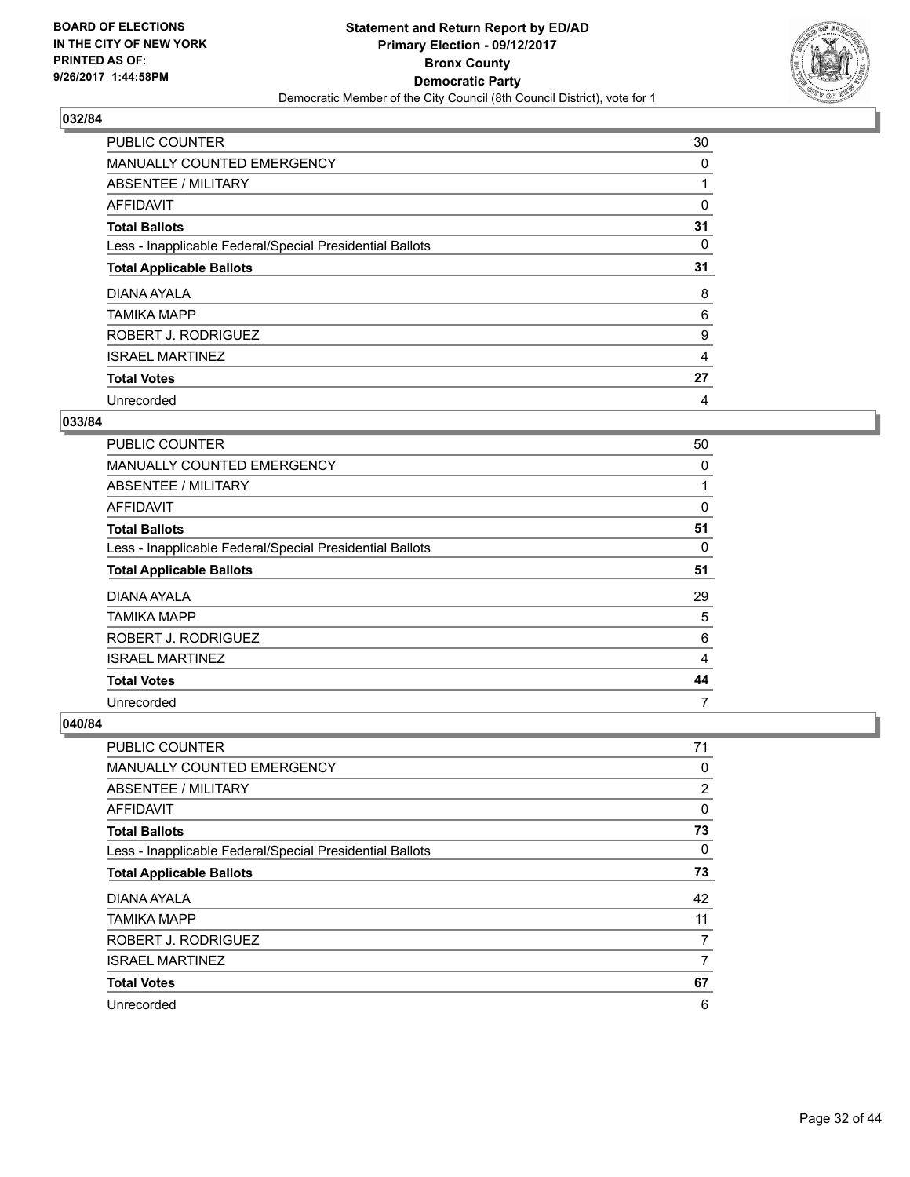**BOARD OF ELECTIONS IN THE CITY OF NEW YORK PRINTED AS OF: 9/26/2017 1:44:58PM**

**Statement and Return Report by ED/AD Primary Election - 09/12/2017 Bronx County Democratic Party**

Democratic Member of the City Council (8th Council District), vote for 1

### 032/84

| | |
|---|---|
| PUBLIC COUNTER | 30 |
| MANUALLY COUNTED EMERGENCY | 0 |
| ABSENTEE / MILITARY | 1 |
| AFFIDAVIT | 0 |
| **Total Ballots** | **31** |
| Less - Inapplicable Federal/Special Presidential Ballots | 0 |
| **Total Applicable Ballots** | **31** |
| DIANA AYALA | 8 |
| TAMIKA MAPP | 6 |
| ROBERT J. RODRIGUEZ | 9 |
| ISRAEL MARTINEZ | 4 |
| **Total Votes** | **27** |
| Unrecorded | 4 |

### 033/84

| | |
|---|---|
| PUBLIC COUNTER | 50 |
| MANUALLY COUNTED EMERGENCY | 0 |
| ABSENTEE / MILITARY | 1 |
| AFFIDAVIT | 0 |
| **Total Ballots** | **51** |
| Less - Inapplicable Federal/Special Presidential Ballots | 0 |
| **Total Applicable Ballots** | **51** |
| DIANA AYALA | 29 |
| TAMIKA MAPP | 5 |
| ROBERT J. RODRIGUEZ | 6 |
| ISRAEL MARTINEZ | 4 |
| **Total Votes** | **44** |
| Unrecorded | 7 |

### 040/84

| | |
|---|---|
| PUBLIC COUNTER | 71 |
| MANUALLY COUNTED EMERGENCY | 0 |
| ABSENTEE / MILITARY | 2 |
| AFFIDAVIT | 0 |
| **Total Ballots** | **73** |
| Less - Inapplicable Federal/Special Presidential Ballots | 0 |
| **Total Applicable Ballots** | **73** |
| DIANA AYALA | 42 |
| TAMIKA MAPP | 11 |
| ROBERT J. RODRIGUEZ | 7 |
| ISRAEL MARTINEZ | 7 |
| **Total Votes** | **67** |
| Unrecorded | 6 |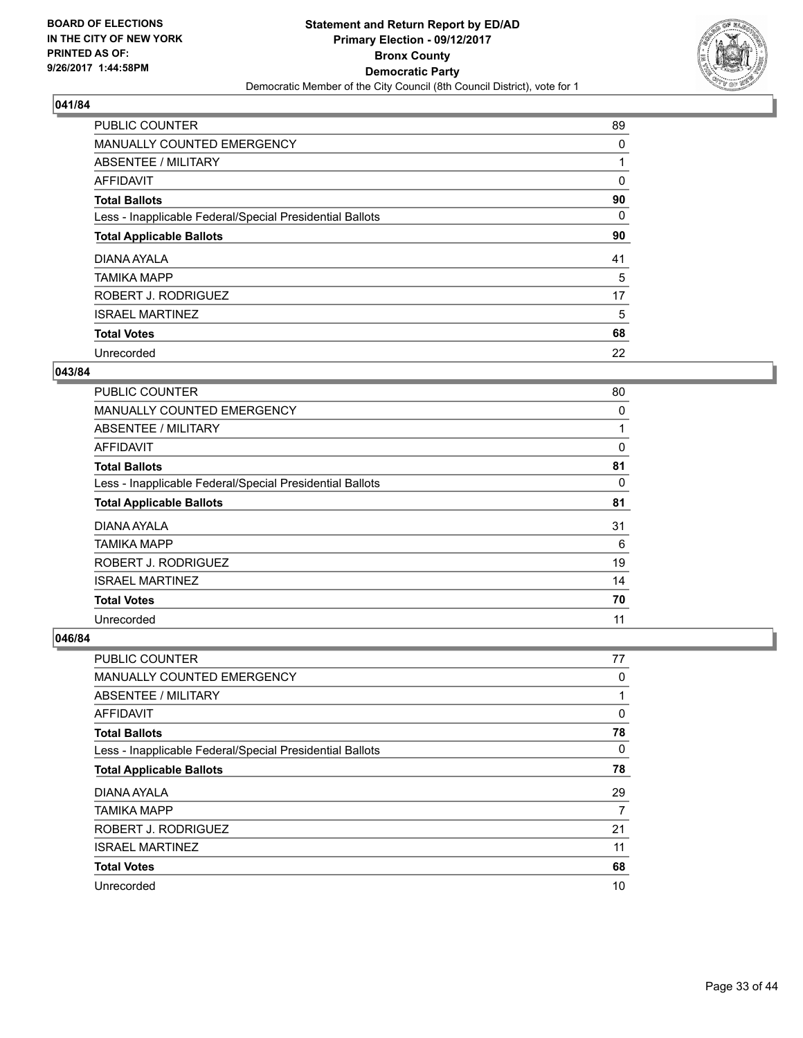**BOARD OF ELECTIONS IN THE CITY OF NEW YORK PRINTED AS OF: 9/26/2017 1:44:58PM**

# Statement and Return Report by ED/AD
## Primary Election - 09/12/2017
## Bronx County
## Democratic Party
### Democratic Member of the City Council (8th Council District), vote for 1

### 041/84

| | |
|---|---|
| PUBLIC COUNTER | 89 |
| MANUALLY COUNTED EMERGENCY | 0 |
| ABSENTEE / MILITARY | 1 |
| AFFIDAVIT | 0 |
| **Total Ballots** | **90** |
| Less - Inapplicable Federal/Special Presidential Ballots | 0 |
| **Total Applicable Ballots** | **90** |
| DIANA AYALA | 41 |
| TAMIKA MAPP | 5 |
| ROBERT J. RODRIGUEZ | 17 |
| ISRAEL MARTINEZ | 5 |
| **Total Votes** | **68** |
| Unrecorded | 22 |

### 043/84

| | |
|---|---|
| PUBLIC COUNTER | 80 |
| MANUALLY COUNTED EMERGENCY | 0 |
| ABSENTEE / MILITARY | 1 |
| AFFIDAVIT | 0 |
| **Total Ballots** | **81** |
| Less - Inapplicable Federal/Special Presidential Ballots | 0 |
| **Total Applicable Ballots** | **81** |
| DIANA AYALA | 31 |
| TAMIKA MAPP | 6 |
| ROBERT J. RODRIGUEZ | 19 |
| ISRAEL MARTINEZ | 14 |
| **Total Votes** | **70** |
| Unrecorded | 11 |

### 046/84

| | |
|---|---|
| PUBLIC COUNTER | 77 |
| MANUALLY COUNTED EMERGENCY | 0 |
| ABSENTEE / MILITARY | 1 |
| AFFIDAVIT | 0 |
| **Total Ballots** | **78** |
| Less - Inapplicable Federal/Special Presidential Ballots | 0 |
| **Total Applicable Ballots** | **78** |
| DIANA AYALA | 29 |
| TAMIKA MAPP | 7 |
| ROBERT J. RODRIGUEZ | 21 |
| ISRAEL MARTINEZ | 11 |
| **Total Votes** | **68** |
| Unrecorded | 10 |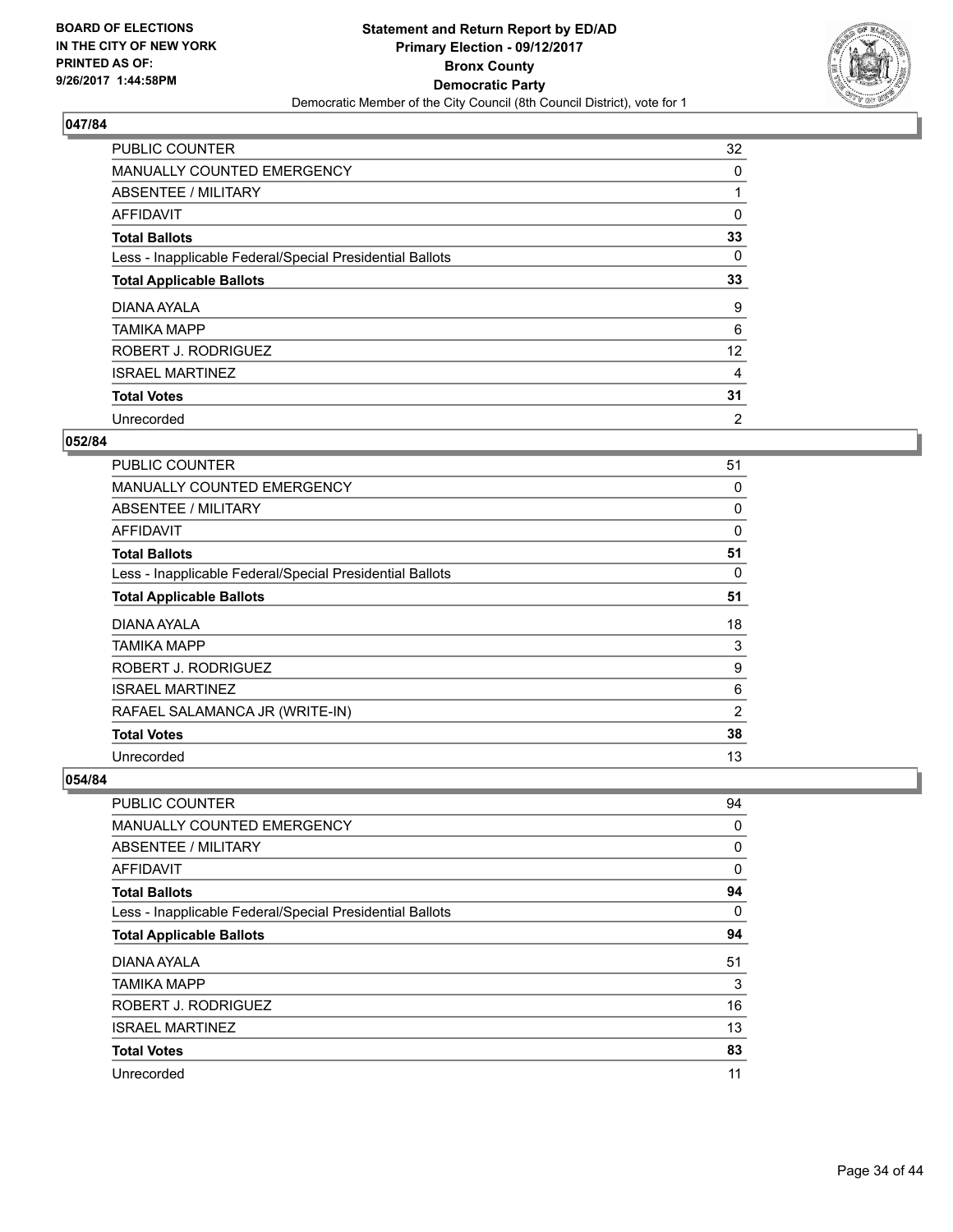### 047/84

| | |
|---|---|
| PUBLIC COUNTER | 32 |
| MANUALLY COUNTED EMERGENCY | 0 |
| ABSENTEE / MILITARY | 1 |
| AFFIDAVIT | 0 |
| **Total Ballots** | **33** |
| Less - Inapplicable Federal/Special Presidential Ballots | 0 |
| **Total Applicable Ballots** | **33** |
| DIANA AYALA | 9 |
| TAMIKA MAPP | 6 |
| ROBERT J. RODRIGUEZ | 12 |
| ISRAEL MARTINEZ | 4 |
| **Total Votes** | **31** |
| Unrecorded | 2 |

### 052/84

| | |
|---|---|
| PUBLIC COUNTER | 51 |
| MANUALLY COUNTED EMERGENCY | 0 |
| ABSENTEE / MILITARY | 0 |
| AFFIDAVIT | 0 |
| **Total Ballots** | **51** |
| Less - Inapplicable Federal/Special Presidential Ballots | 0 |
| **Total Applicable Ballots** | **51** |
| DIANA AYALA | 18 |
| TAMIKA MAPP | 3 |
| ROBERT J. RODRIGUEZ | 9 |
| ISRAEL MARTINEZ | 6 |
| RAFAEL SALAMANCA JR (WRITE-IN) | 2 |
| **Total Votes** | **38** |
| Unrecorded | 13 |

### 054/84

| | |
|---|---|
| PUBLIC COUNTER | 94 |
| MANUALLY COUNTED EMERGENCY | 0 |
| ABSENTEE / MILITARY | 0 |
| AFFIDAVIT | 0 |
| **Total Ballots** | **94** |
| Less - Inapplicable Federal/Special Presidential Ballots | 0 |
| **Total Applicable Ballots** | **94** |
| DIANA AYALA | 51 |
| TAMIKA MAPP | 3 |
| ROBERT J. RODRIGUEZ | 16 |
| ISRAEL MARTINEZ | 13 |
| **Total Votes** | **83** |
| Unrecorded | 11 |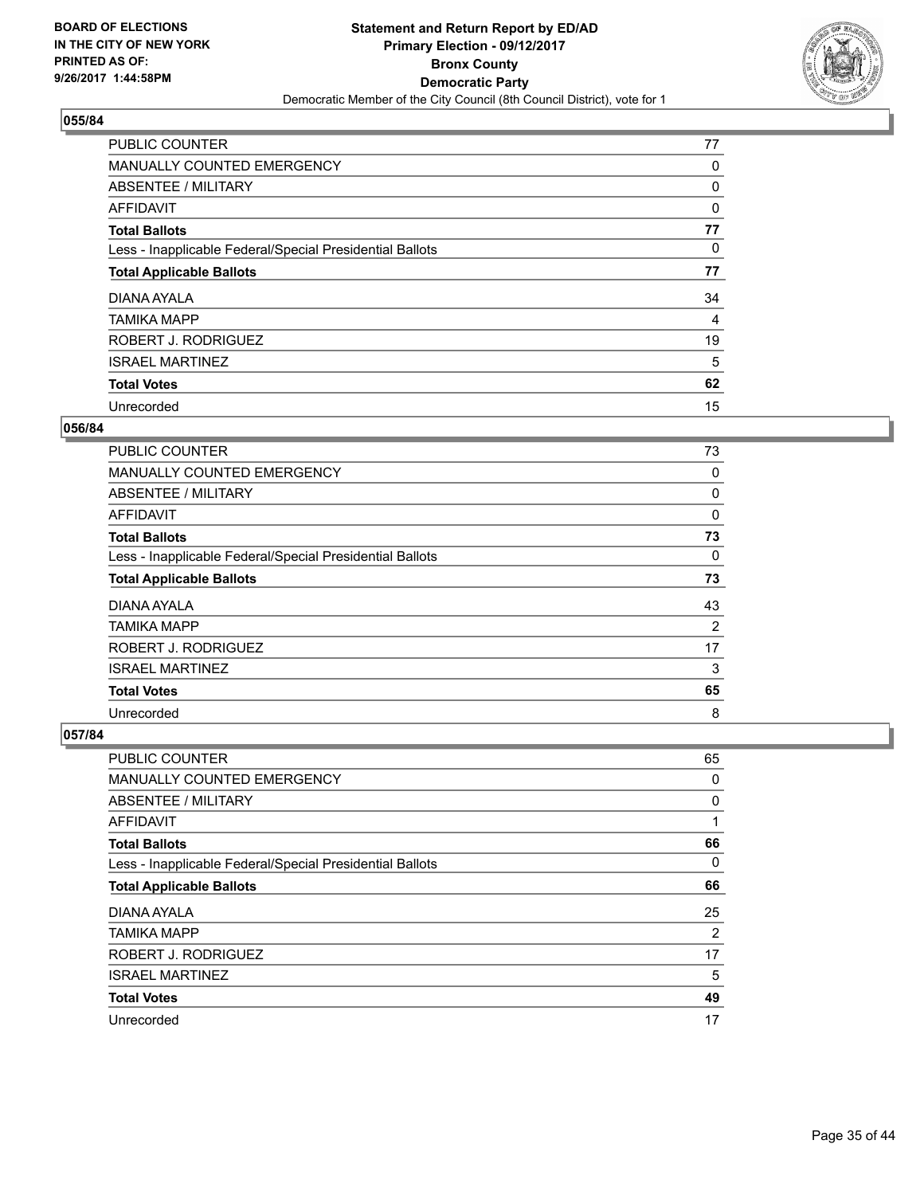**BOARD OF ELECTIONS IN THE CITY OF NEW YORK PRINTED AS OF: 9/26/2017 1:44:58PM**

# Statement and Return Report by ED/AD
## Primary Election - 09/12/2017
## Bronx County
## Democratic Party
### Democratic Member of the City Council (8th Council District), vote for 1

### 055/84

| | |
|---|---|
| PUBLIC COUNTER | 77 |
| MANUALLY COUNTED EMERGENCY | 0 |
| ABSENTEE / MILITARY | 0 |
| AFFIDAVIT | 0 |
| **Total Ballots** | **77** |
| Less - Inapplicable Federal/Special Presidential Ballots | 0 |
| **Total Applicable Ballots** | **77** |
| DIANA AYALA | 34 |
| TAMIKA MAPP | 4 |
| ROBERT J. RODRIGUEZ | 19 |
| ISRAEL MARTINEZ | 5 |
| **Total Votes** | **62** |
| Unrecorded | 15 |

### 056/84

| | |
|---|---|
| PUBLIC COUNTER | 73 |
| MANUALLY COUNTED EMERGENCY | 0 |
| ABSENTEE / MILITARY | 0 |
| AFFIDAVIT | 0 |
| **Total Ballots** | **73** |
| Less - Inapplicable Federal/Special Presidential Ballots | 0 |
| **Total Applicable Ballots** | **73** |
| DIANA AYALA | 43 |
| TAMIKA MAPP | 2 |
| ROBERT J. RODRIGUEZ | 17 |
| ISRAEL MARTINEZ | 3 |
| **Total Votes** | **65** |
| Unrecorded | 8 |

### 057/84

| | |
|---|---|
| PUBLIC COUNTER | 65 |
| MANUALLY COUNTED EMERGENCY | 0 |
| ABSENTEE / MILITARY | 0 |
| AFFIDAVIT | 1 |
| **Total Ballots** | **66** |
| Less - Inapplicable Federal/Special Presidential Ballots | 0 |
| **Total Applicable Ballots** | **66** |
| DIANA AYALA | 25 |
| TAMIKA MAPP | 2 |
| ROBERT J. RODRIGUEZ | 17 |
| ISRAEL MARTINEZ | 5 |
| **Total Votes** | **49** |
| Unrecorded | 17 |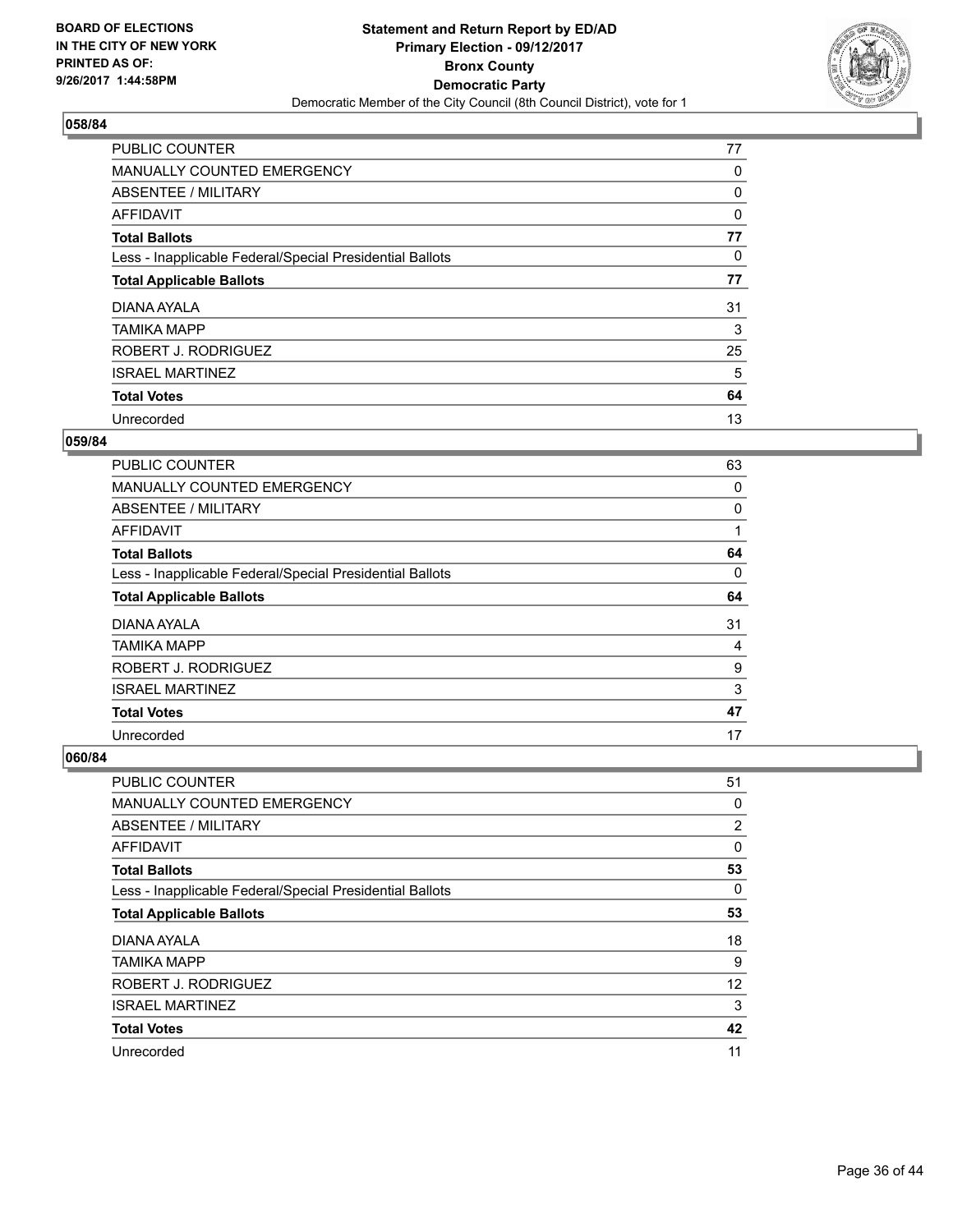BOARD OF ELECTIONS
IN THE CITY OF NEW YORK
PRINTED AS OF:
9/26/2017 1:44:58PM

**Statement and Return Report by ED/AD**
**Primary Election - 09/12/2017**
**Bronx County**
**Democratic Party**
Democratic Member of the City Council (8th Council District), vote for 1

### 058/84

| | |
|---|---|
| PUBLIC COUNTER | 77 |
| MANUALLY COUNTED EMERGENCY | 0 |
| ABSENTEE / MILITARY | 0 |
| AFFIDAVIT | 0 |
| **Total Ballots** | **77** |
| Less - Inapplicable Federal/Special Presidential Ballots | 0 |
| **Total Applicable Ballots** | **77** |
| DIANA AYALA | 31 |
| TAMIKA MAPP | 3 |
| ROBERT J. RODRIGUEZ | 25 |
| ISRAEL MARTINEZ | 5 |
| **Total Votes** | **64** |
| Unrecorded | 13 |

### 059/84

| | |
|---|---|
| PUBLIC COUNTER | 63 |
| MANUALLY COUNTED EMERGENCY | 0 |
| ABSENTEE / MILITARY | 0 |
| AFFIDAVIT | 1 |
| **Total Ballots** | **64** |
| Less - Inapplicable Federal/Special Presidential Ballots | 0 |
| **Total Applicable Ballots** | **64** |
| DIANA AYALA | 31 |
| TAMIKA MAPP | 4 |
| ROBERT J. RODRIGUEZ | 9 |
| ISRAEL MARTINEZ | 3 |
| **Total Votes** | **47** |
| Unrecorded | 17 |

### 060/84

| | |
|---|---|
| PUBLIC COUNTER | 51 |
| MANUALLY COUNTED EMERGENCY | 0 |
| ABSENTEE / MILITARY | 2 |
| AFFIDAVIT | 0 |
| **Total Ballots** | **53** |
| Less - Inapplicable Federal/Special Presidential Ballots | 0 |
| **Total Applicable Ballots** | **53** |
| DIANA AYALA | 18 |
| TAMIKA MAPP | 9 |
| ROBERT J. RODRIGUEZ | 12 |
| ISRAEL MARTINEZ | 3 |
| **Total Votes** | **42** |
| Unrecorded | 11 |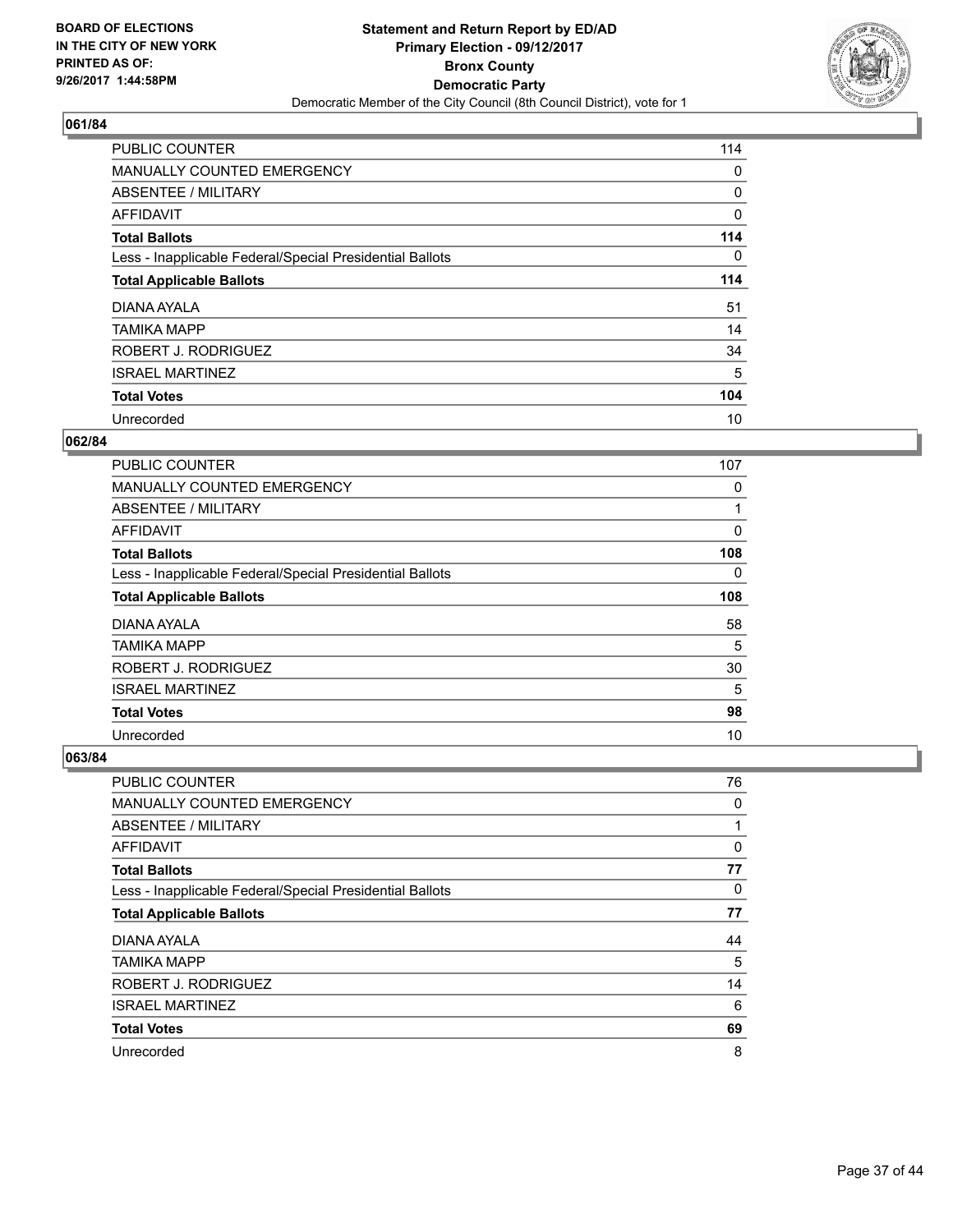BOARD OF ELECTIONS
IN THE CITY OF NEW YORK
PRINTED AS OF:
9/26/2017 1:44:58PM

**Statement and Return Report by ED/AD**
**Primary Election - 09/12/2017**
**Bronx County**
**Democratic Party**
Democratic Member of the City Council (8th Council District), vote for 1

## 061/84

| | |
|---|---|
| PUBLIC COUNTER | 114 |
| MANUALLY COUNTED EMERGENCY | 0 |
| ABSENTEE / MILITARY | 0 |
| AFFIDAVIT | 0 |
| **Total Ballots** | **114** |
| Less - Inapplicable Federal/Special Presidential Ballots | 0 |
| **Total Applicable Ballots** | **114** |
| DIANA AYALA | 51 |
| TAMIKA MAPP | 14 |
| ROBERT J. RODRIGUEZ | 34 |
| ISRAEL MARTINEZ | 5 |
| **Total Votes** | **104** |
| Unrecorded | 10 |

## 062/84

| | |
|---|---|
| PUBLIC COUNTER | 107 |
| MANUALLY COUNTED EMERGENCY | 0 |
| ABSENTEE / MILITARY | 1 |
| AFFIDAVIT | 0 |
| **Total Ballots** | **108** |
| Less - Inapplicable Federal/Special Presidential Ballots | 0 |
| **Total Applicable Ballots** | **108** |
| DIANA AYALA | 58 |
| TAMIKA MAPP | 5 |
| ROBERT J. RODRIGUEZ | 30 |
| ISRAEL MARTINEZ | 5 |
| **Total Votes** | **98** |
| Unrecorded | 10 |

## 063/84

| | |
|---|---|
| PUBLIC COUNTER | 76 |
| MANUALLY COUNTED EMERGENCY | 0 |
| ABSENTEE / MILITARY | 1 |
| AFFIDAVIT | 0 |
| **Total Ballots** | **77** |
| Less - Inapplicable Federal/Special Presidential Ballots | 0 |
| **Total Applicable Ballots** | **77** |
| DIANA AYALA | 44 |
| TAMIKA MAPP | 5 |
| ROBERT J. RODRIGUEZ | 14 |
| ISRAEL MARTINEZ | 6 |
| **Total Votes** | **69** |
| Unrecorded | 8 |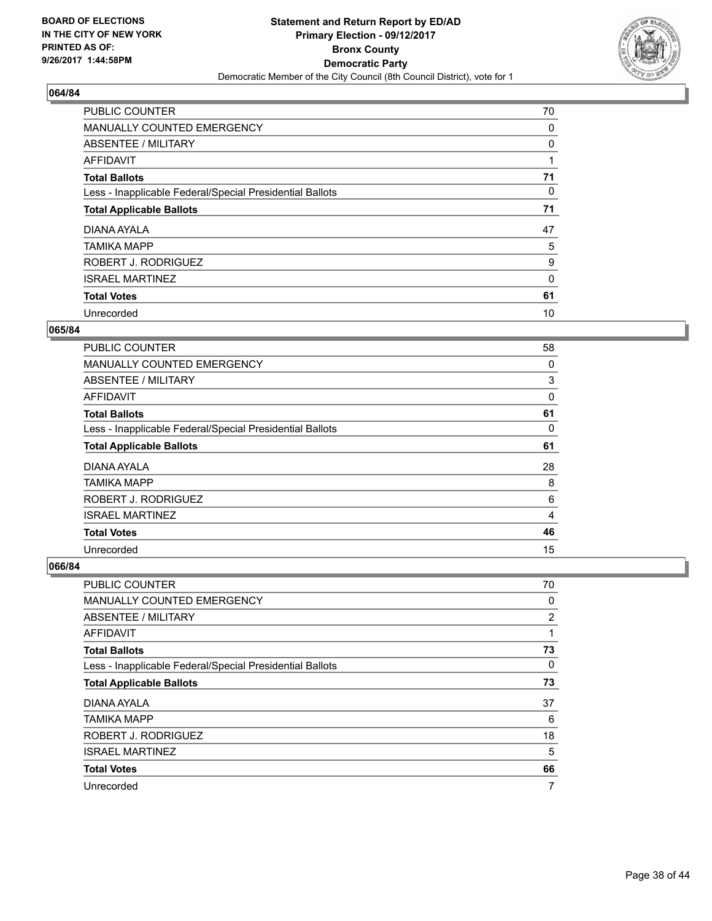**BOARD OF ELECTIONS IN THE CITY OF NEW YORK PRINTED AS OF: 9/26/2017 1:44:58PM**

**Statement and Return Report by ED/AD Primary Election - 09/12/2017 Bronx County Democratic Party**

Democratic Member of the City Council (8th Council District), vote for 1

### 064/84

| | |
|---|---|
| PUBLIC COUNTER | 70 |
| MANUALLY COUNTED EMERGENCY | 0 |
| ABSENTEE / MILITARY | 0 |
| AFFIDAVIT | 1 |
| **Total Ballots** | **71** |
| Less - Inapplicable Federal/Special Presidential Ballots | 0 |
| **Total Applicable Ballots** | **71** |
| DIANA AYALA | 47 |
| TAMIKA MAPP | 5 |
| ROBERT J. RODRIGUEZ | 9 |
| ISRAEL MARTINEZ | 0 |
| **Total Votes** | **61** |
| Unrecorded | 10 |

### 065/84

| | |
|---|---|
| PUBLIC COUNTER | 58 |
| MANUALLY COUNTED EMERGENCY | 0 |
| ABSENTEE / MILITARY | 3 |
| AFFIDAVIT | 0 |
| **Total Ballots** | **61** |
| Less - Inapplicable Federal/Special Presidential Ballots | 0 |
| **Total Applicable Ballots** | **61** |
| DIANA AYALA | 28 |
| TAMIKA MAPP | 8 |
| ROBERT J. RODRIGUEZ | 6 |
| ISRAEL MARTINEZ | 4 |
| **Total Votes** | **46** |
| Unrecorded | 15 |

### 066/84

| | |
|---|---|
| PUBLIC COUNTER | 70 |
| MANUALLY COUNTED EMERGENCY | 0 |
| ABSENTEE / MILITARY | 2 |
| AFFIDAVIT | 1 |
| **Total Ballots** | **73** |
| Less - Inapplicable Federal/Special Presidential Ballots | 0 |
| **Total Applicable Ballots** | **73** |
| DIANA AYALA | 37 |
| TAMIKA MAPP | 6 |
| ROBERT J. RODRIGUEZ | 18 |
| ISRAEL MARTINEZ | 5 |
| **Total Votes** | **66** |
| Unrecorded | 7 |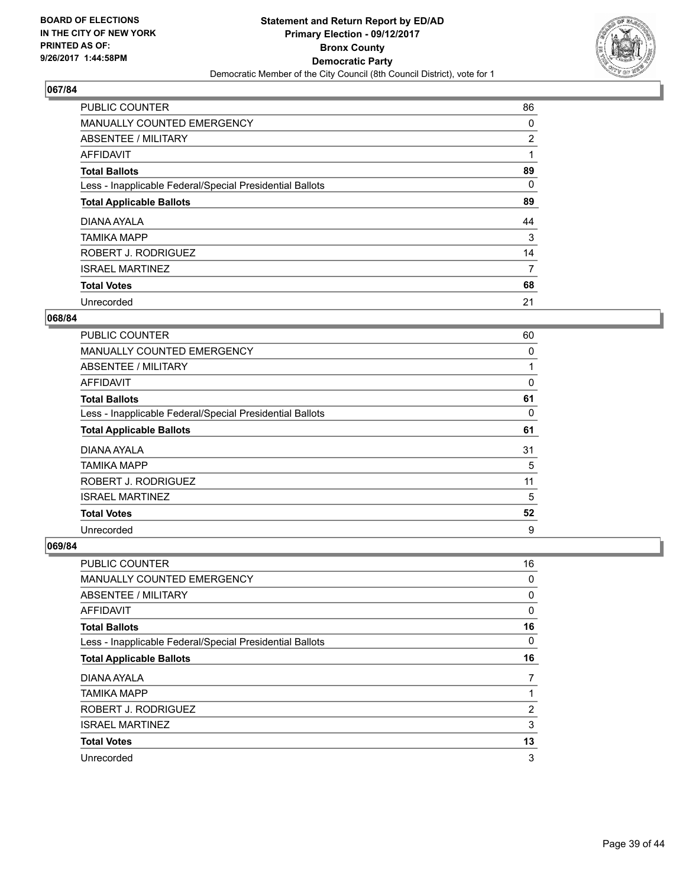**BOARD OF ELECTIONS IN THE CITY OF NEW YORK PRINTED AS OF: 9/26/2017 1:44:58PM**

# Statement and Return Report by ED/AD
## Primary Election - 09/12/2017
## Bronx County
## Democratic Party
Democratic Member of the City Council (8th Council District), vote for 1

### 067/84

| | |
|---|---|
| PUBLIC COUNTER | 86 |
| MANUALLY COUNTED EMERGENCY | 0 |
| ABSENTEE / MILITARY | 2 |
| AFFIDAVIT | 1 |
| **Total Ballots** | **89** |
| Less - Inapplicable Federal/Special Presidential Ballots | 0 |
| **Total Applicable Ballots** | **89** |
| DIANA AYALA | 44 |
| TAMIKA MAPP | 3 |
| ROBERT J. RODRIGUEZ | 14 |
| ISRAEL MARTINEZ | 7 |
| **Total Votes** | **68** |
| Unrecorded | 21 |

### 068/84

| | |
|---|---|
| PUBLIC COUNTER | 60 |
| MANUALLY COUNTED EMERGENCY | 0 |
| ABSENTEE / MILITARY | 1 |
| AFFIDAVIT | 0 |
| **Total Ballots** | **61** |
| Less - Inapplicable Federal/Special Presidential Ballots | 0 |
| **Total Applicable Ballots** | **61** |
| DIANA AYALA | 31 |
| TAMIKA MAPP | 5 |
| ROBERT J. RODRIGUEZ | 11 |
| ISRAEL MARTINEZ | 5 |
| **Total Votes** | **52** |
| Unrecorded | 9 |

### 069/84

| | |
|---|---|
| PUBLIC COUNTER | 16 |
| MANUALLY COUNTED EMERGENCY | 0 |
| ABSENTEE / MILITARY | 0 |
| AFFIDAVIT | 0 |
| **Total Ballots** | **16** |
| Less - Inapplicable Federal/Special Presidential Ballots | 0 |
| **Total Applicable Ballots** | **16** |
| DIANA AYALA | 7 |
| TAMIKA MAPP | 1 |
| ROBERT J. RODRIGUEZ | 2 |
| ISRAEL MARTINEZ | 3 |
| **Total Votes** | **13** |
| Unrecorded | 3 |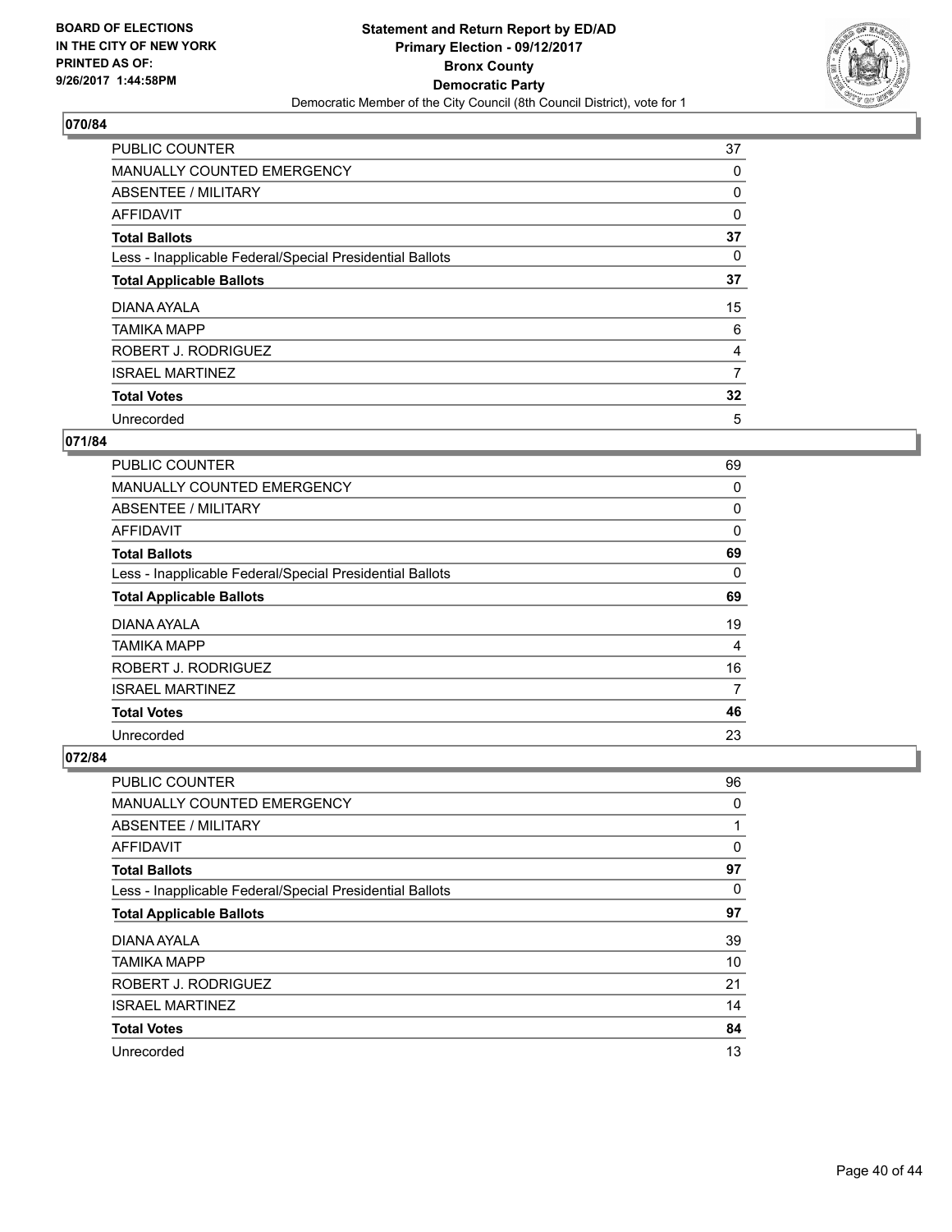## 070/84

| | |
|---|---|
| PUBLIC COUNTER | 37 |
| MANUALLY COUNTED EMERGENCY | 0 |
| ABSENTEE / MILITARY | 0 |
| AFFIDAVIT | 0 |
| **Total Ballots** | **37** |
| Less - Inapplicable Federal/Special Presidential Ballots | 0 |
| **Total Applicable Ballots** | **37** |
| DIANA AYALA | 15 |
| TAMIKA MAPP | 6 |
| ROBERT J. RODRIGUEZ | 4 |
| ISRAEL MARTINEZ | 7 |
| **Total Votes** | **32** |
| Unrecorded | 5 |

## 071/84

| | |
|---|---|
| PUBLIC COUNTER | 69 |
| MANUALLY COUNTED EMERGENCY | 0 |
| ABSENTEE / MILITARY | 0 |
| AFFIDAVIT | 0 |
| **Total Ballots** | **69** |
| Less - Inapplicable Federal/Special Presidential Ballots | 0 |
| **Total Applicable Ballots** | **69** |
| DIANA AYALA | 19 |
| TAMIKA MAPP | 4 |
| ROBERT J. RODRIGUEZ | 16 |
| ISRAEL MARTINEZ | 7 |
| **Total Votes** | **46** |
| Unrecorded | 23 |

## 072/84

| | |
|---|---|
| PUBLIC COUNTER | 96 |
| MANUALLY COUNTED EMERGENCY | 0 |
| ABSENTEE / MILITARY | 1 |
| AFFIDAVIT | 0 |
| **Total Ballots** | **97** |
| Less - Inapplicable Federal/Special Presidential Ballots | 0 |
| **Total Applicable Ballots** | **97** |
| DIANA AYALA | 39 |
| TAMIKA MAPP | 10 |
| ROBERT J. RODRIGUEZ | 21 |
| ISRAEL MARTINEZ | 14 |
| **Total Votes** | **84** |
| Unrecorded | 13 |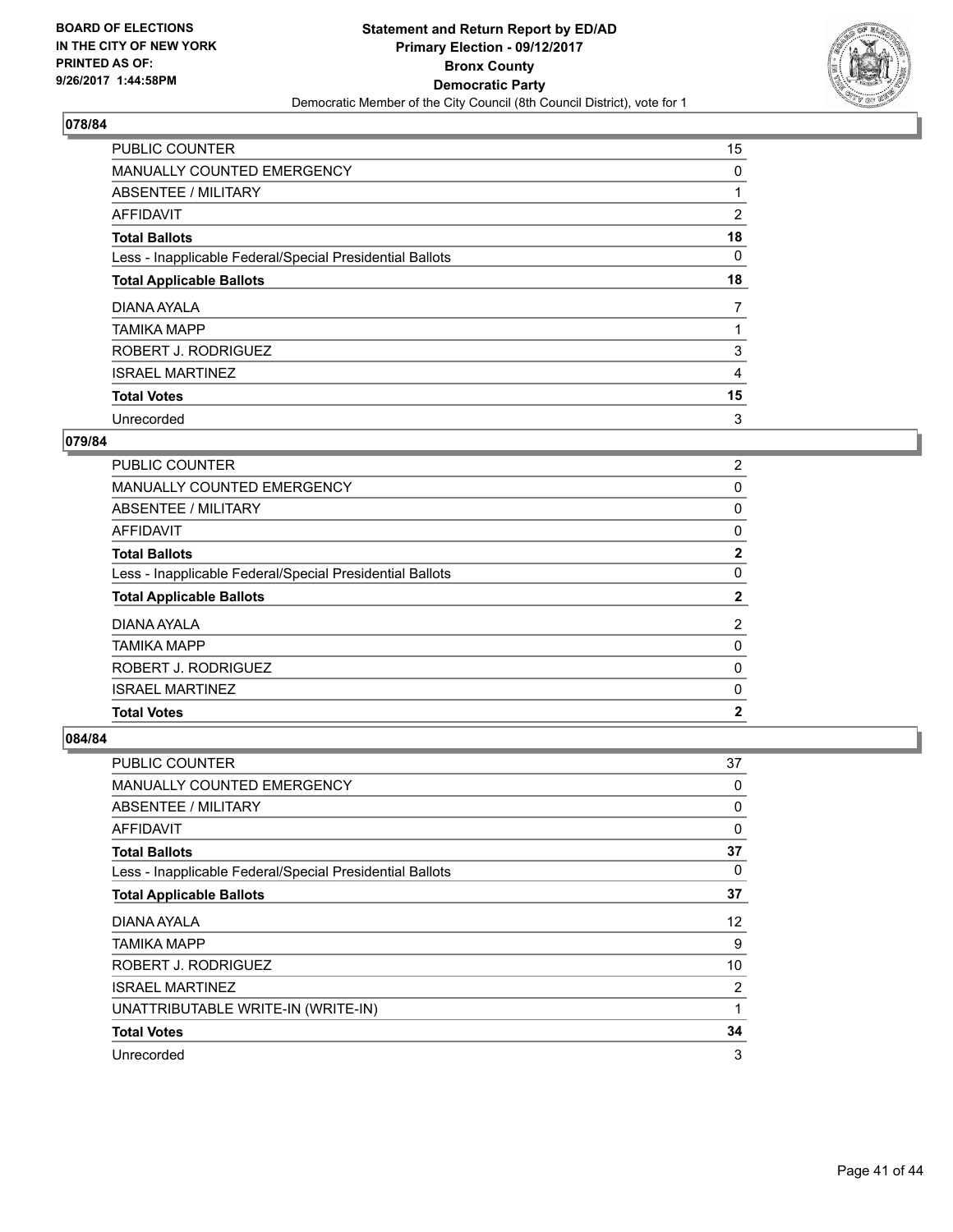**BOARD OF ELECTIONS IN THE CITY OF NEW YORK PRINTED AS OF: 9/26/2017 1:44:58PM**

**Statement and Return Report by ED/AD**
**Primary Election - 09/12/2017**
**Bronx County**
**Democratic Party**
Democratic Member of the City Council (8th Council District), vote for 1

### 078/84

| | |
|---|---|
| PUBLIC COUNTER | 15 |
| MANUALLY COUNTED EMERGENCY | 0 |
| ABSENTEE / MILITARY | 1 |
| AFFIDAVIT | 2 |
| **Total Ballots** | **18** |
| Less - Inapplicable Federal/Special Presidential Ballots | 0 |
| **Total Applicable Ballots** | **18** |
| DIANA AYALA | 7 |
| TAMIKA MAPP | 1 |
| ROBERT J. RODRIGUEZ | 3 |
| ISRAEL MARTINEZ | 4 |
| **Total Votes** | **15** |
| Unrecorded | 3 |

### 079/84

| | |
|---|---|
| PUBLIC COUNTER | 2 |
| MANUALLY COUNTED EMERGENCY | 0 |
| ABSENTEE / MILITARY | 0 |
| AFFIDAVIT | 0 |
| **Total Ballots** | **2** |
| Less - Inapplicable Federal/Special Presidential Ballots | 0 |
| **Total Applicable Ballots** | **2** |
| DIANA AYALA | 2 |
| TAMIKA MAPP | 0 |
| ROBERT J. RODRIGUEZ | 0 |
| ISRAEL MARTINEZ | 0 |
| **Total Votes** | **2** |

### 084/84

| | |
|---|---|
| PUBLIC COUNTER | 37 |
| MANUALLY COUNTED EMERGENCY | 0 |
| ABSENTEE / MILITARY | 0 |
| AFFIDAVIT | 0 |
| **Total Ballots** | **37** |
| Less - Inapplicable Federal/Special Presidential Ballots | 0 |
| **Total Applicable Ballots** | **37** |
| DIANA AYALA | 12 |
| TAMIKA MAPP | 9 |
| ROBERT J. RODRIGUEZ | 10 |
| ISRAEL MARTINEZ | 2 |
| UNATTRIBUTABLE WRITE-IN (WRITE-IN) | 1 |
| **Total Votes** | **34** |
| Unrecorded | 3 |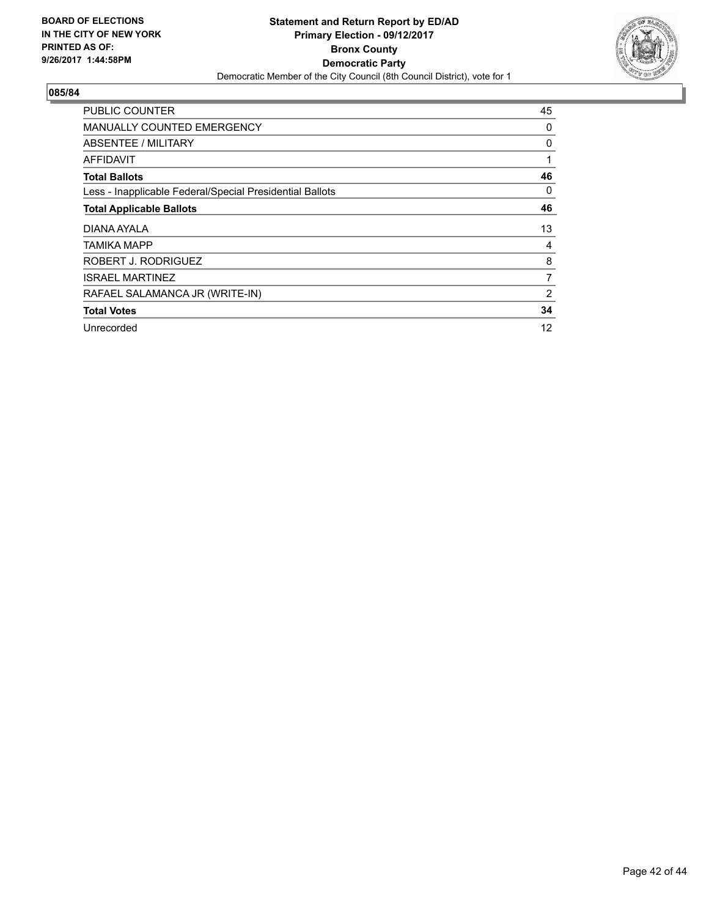**BOARD OF ELECTIONS IN THE CITY OF NEW YORK PRINTED AS OF: 9/26/2017 1:44:58PM**

# Statement and Return Report by ED/AD
## Primary Election - 09/12/2017
## Bronx County
## Democratic Party
### Democratic Member of the City Council (8th Council District), vote for 1

**085/84**

| | |
|---|---|
| PUBLIC COUNTER | 45 |
| MANUALLY COUNTED EMERGENCY | 0 |
| ABSENTEE / MILITARY | 0 |
| AFFIDAVIT | 1 |
| **Total Ballots** | **46** |
| Less - Inapplicable Federal/Special Presidential Ballots | 0 |
| **Total Applicable Ballots** | **46** |
| DIANA AYALA | 13 |
| TAMIKA MAPP | 4 |
| ROBERT J. RODRIGUEZ | 8 |
| ISRAEL MARTINEZ | 7 |
| RAFAEL SALAMANCA JR (WRITE-IN) | 2 |
| **Total Votes** | **34** |
| Unrecorded | 12 |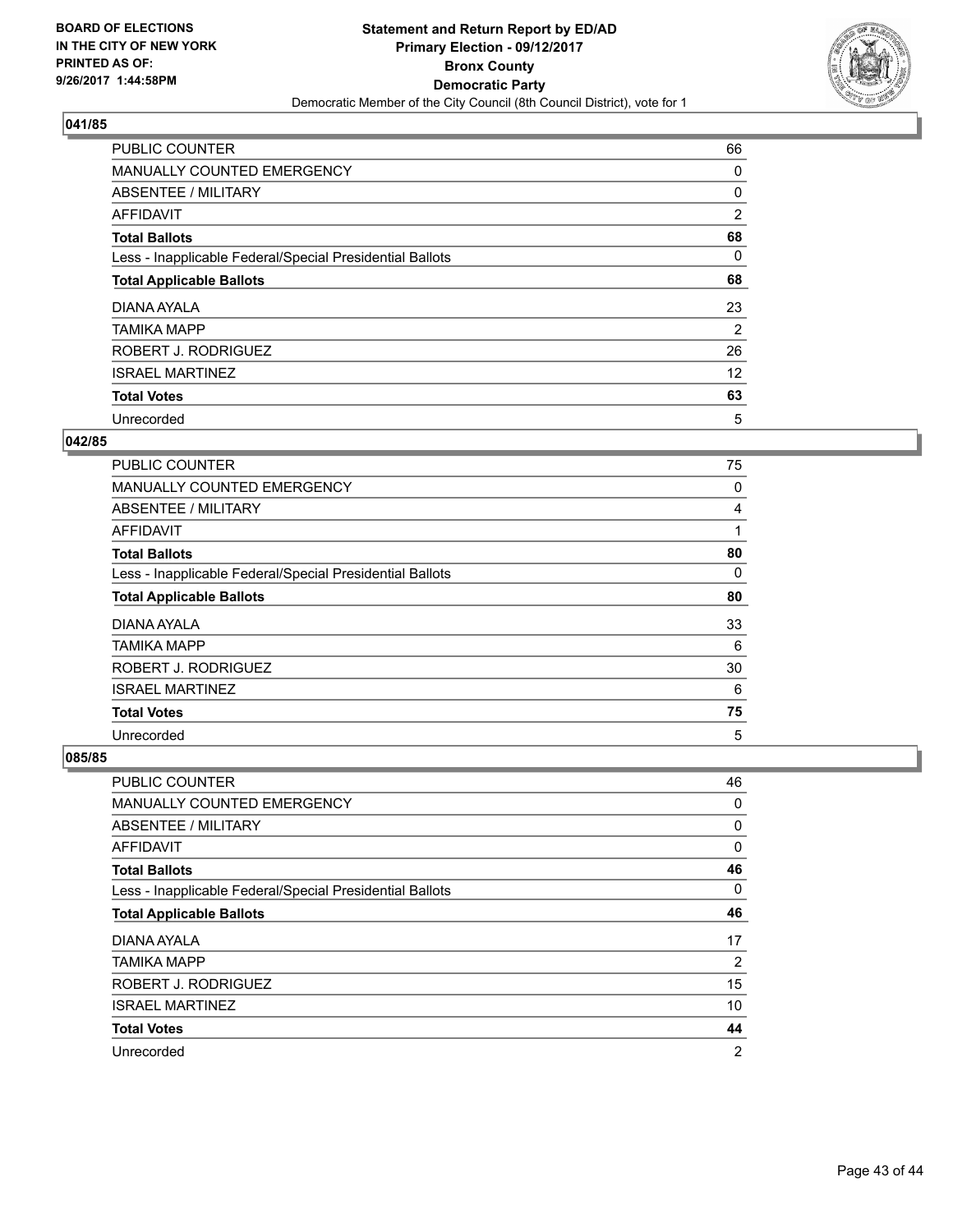## 041/85

| | |
|---|---|
| PUBLIC COUNTER | 66 |
| MANUALLY COUNTED EMERGENCY | 0 |
| ABSENTEE / MILITARY | 0 |
| AFFIDAVIT | 2 |
| **Total Ballots** | **68** |
| Less - Inapplicable Federal/Special Presidential Ballots | 0 |
| **Total Applicable Ballots** | **68** |
| DIANA AYALA | 23 |
| TAMIKA MAPP | 2 |
| ROBERT J. RODRIGUEZ | 26 |
| ISRAEL MARTINEZ | 12 |
| **Total Votes** | **63** |
| Unrecorded | 5 |

## 042/85

| | |
|---|---|
| PUBLIC COUNTER | 75 |
| MANUALLY COUNTED EMERGENCY | 0 |
| ABSENTEE / MILITARY | 4 |
| AFFIDAVIT | 1 |
| **Total Ballots** | **80** |
| Less - Inapplicable Federal/Special Presidential Ballots | 0 |
| **Total Applicable Ballots** | **80** |
| DIANA AYALA | 33 |
| TAMIKA MAPP | 6 |
| ROBERT J. RODRIGUEZ | 30 |
| ISRAEL MARTINEZ | 6 |
| **Total Votes** | **75** |
| Unrecorded | 5 |

## 085/85

| | |
|---|---|
| PUBLIC COUNTER | 46 |
| MANUALLY COUNTED EMERGENCY | 0 |
| ABSENTEE / MILITARY | 0 |
| AFFIDAVIT | 0 |
| **Total Ballots** | **46** |
| Less - Inapplicable Federal/Special Presidential Ballots | 0 |
| **Total Applicable Ballots** | **46** |
| DIANA AYALA | 17 |
| TAMIKA MAPP | 2 |
| ROBERT J. RODRIGUEZ | 15 |
| ISRAEL MARTINEZ | 10 |
| **Total Votes** | **44** |
| Unrecorded | 2 |